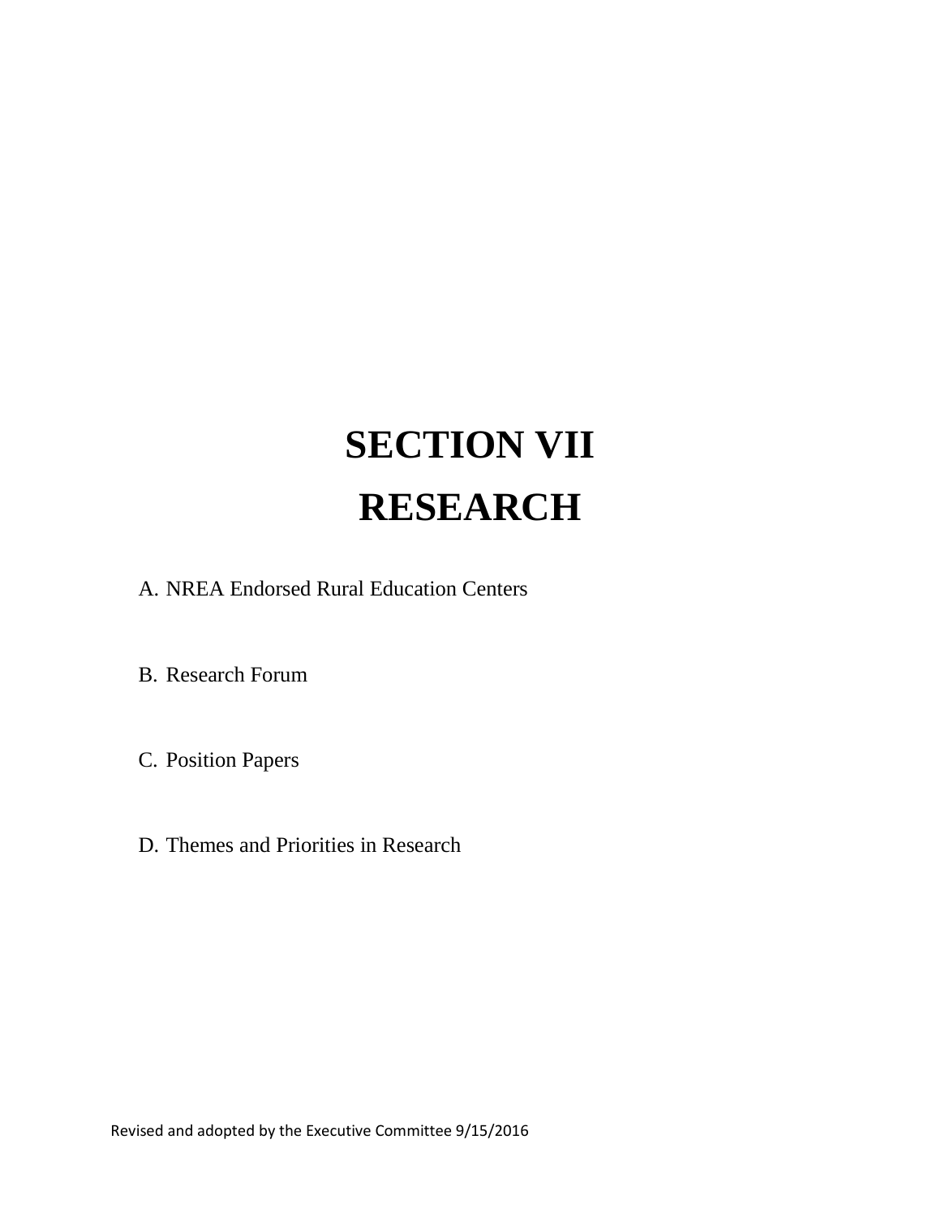# SECTION VII

# RESEARCH

A. NREA Endorsed Rural Education Centers

B. Research Forum

C. Position Papers

D. Themes and Priorities in Research

Revised and adopted by the Executive Committee 9/15/2016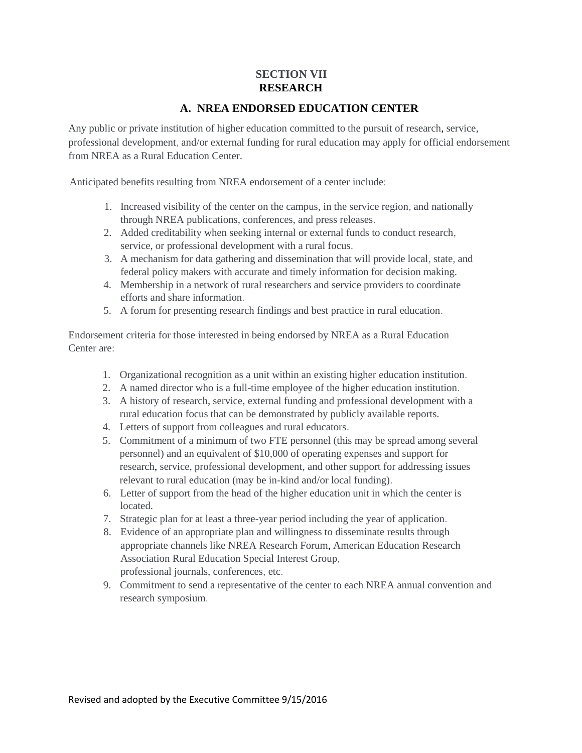# SECTION VII
# RESEARCH

## A. NREA ENDORSED EDUCATION CENTER

Any public or private institution of higher education committed to the pursuit of research, service, professional development, and/or external funding for rural education may apply for official endorsement from NREA as a Rural Education Center.

Anticipated benefits resulting from NREA endorsement of a center include:

1. Increased visibility of the center on the campus, in the service region, and nationally through NREA publications, conferences, and press releases.
2. Added creditability when seeking internal or external funds to conduct research, service, or professional development with a rural focus.
3. A mechanism for data gathering and dissemination that will provide local, state, and federal policy makers with accurate and timely information for decision making.
4. Membership in a network of rural researchers and service providers to coordinate efforts and share information.
5. A forum for presenting research findings and best practice in rural education.

Endorsement criteria for those interested in being endorsed by NREA as a Rural Education Center are:

1. Organizational recognition as a unit within an existing higher education institution.
2. A named director who is a full-time employee of the higher education institution.
3. A history of research, service, external funding and professional development with a rural education focus that can be demonstrated by publicly available reports.
4. Letters of support from colleagues and rural educators.
5. Commitment of a minimum of two FTE personnel (this may be spread among several personnel) and an equivalent of $10,000 of operating expenses and support for research, service, professional development, and other support for addressing issues relevant to rural education (may be in-kind and/or local funding).
6. Letter of support from the head of the higher education unit in which the center is located.
7. Strategic plan for at least a three-year period including the year of application.
8. Evidence of an appropriate plan and willingness to disseminate results through appropriate channels like NREA Research Forum, American Education Research Association Rural Education Special Interest Group, professional journals, conferences, etc.
9. Commitment to send a representative of the center to each NREA annual convention and research symposium.

Revised and adopted by the Executive Committee 9/15/2016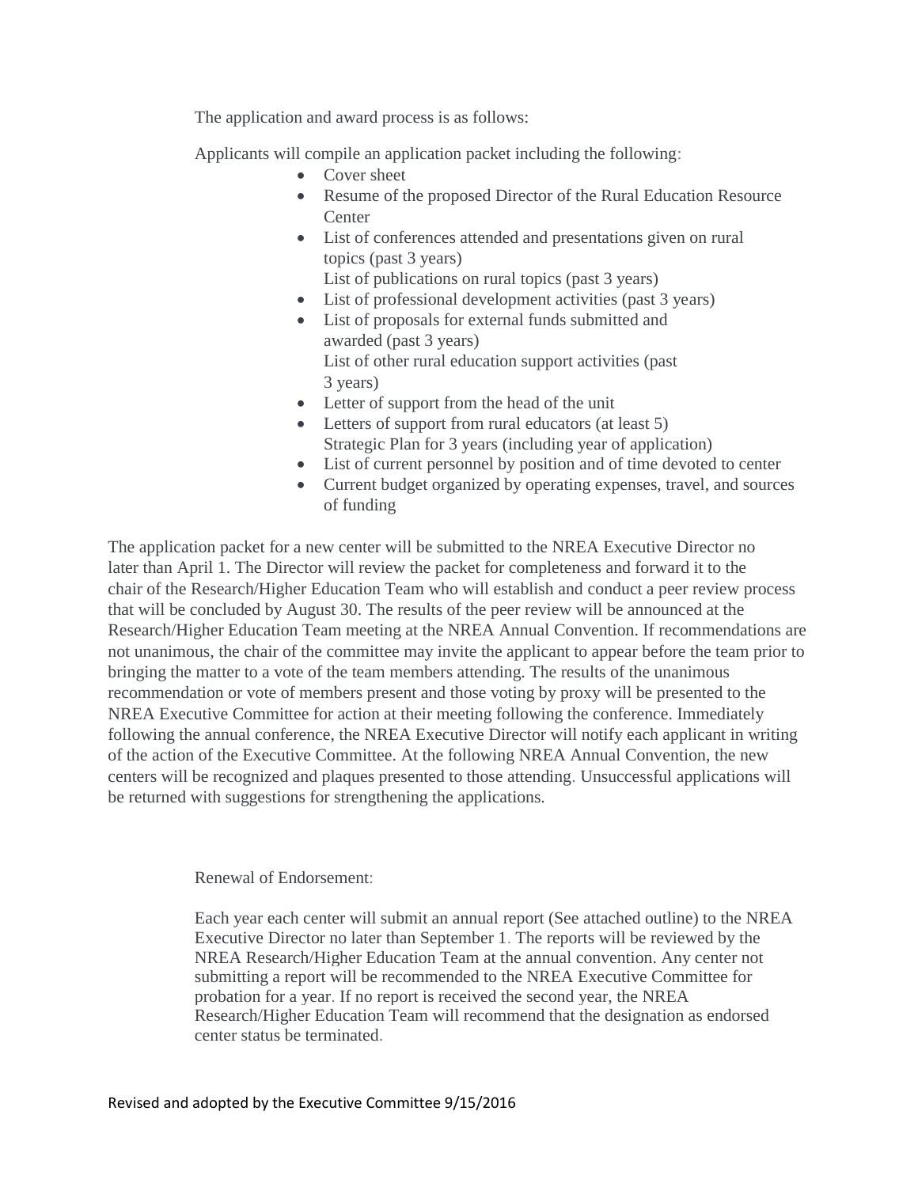The application and award process is as follows:

Applicants will compile an application packet including the following:

- Cover sheet
- Resume of the proposed Director of the Rural Education Resource Center
- List of conferences attended and presentations given on rural topics (past 3 years)
  List of publications on rural topics (past 3 years)
- List of professional development activities (past 3 years)
- List of proposals for external funds submitted and awarded (past 3 years)
  List of other rural education support activities (past 3 years)
- Letter of support from the head of the unit
- Letters of support from rural educators (at least 5)
  Strategic Plan for 3 years (including year of application)
- List of current personnel by position and of time devoted to center
- Current budget organized by operating expenses, travel, and sources of funding

The application packet for a new center will be submitted to the NREA Executive Director no later than April 1. The Director will review the packet for completeness and forward it to the chair of the Research/Higher Education Team who will establish and conduct a peer review process that will be concluded by August 30. The results of the peer review will be announced at the Research/Higher Education Team meeting at the NREA Annual Convention. If recommendations are not unanimous, the chair of the committee may invite the applicant to appear before the team prior to bringing the matter to a vote of the team members attending. The results of the unanimous recommendation or vote of members present and those voting by proxy will be presented to the NREA Executive Committee for action at their meeting following the conference. Immediately following the annual conference, the NREA Executive Director will notify each applicant in writing of the action of the Executive Committee. At the following NREA Annual Convention, the new centers will be recognized and plaques presented to those attending. Unsuccessful applications will be returned with suggestions for strengthening the applications.

Renewal of Endorsement:

Each year each center will submit an annual report (See attached outline) to the NREA Executive Director no later than September 1. The reports will be reviewed by the NREA Research/Higher Education Team at the annual convention. Any center not submitting a report will be recommended to the NREA Executive Committee for probation for a year. If no report is received the second year, the NREA Research/Higher Education Team will recommend that the designation as endorsed center status be terminated.

Revised and adopted by the Executive Committee 9/15/2016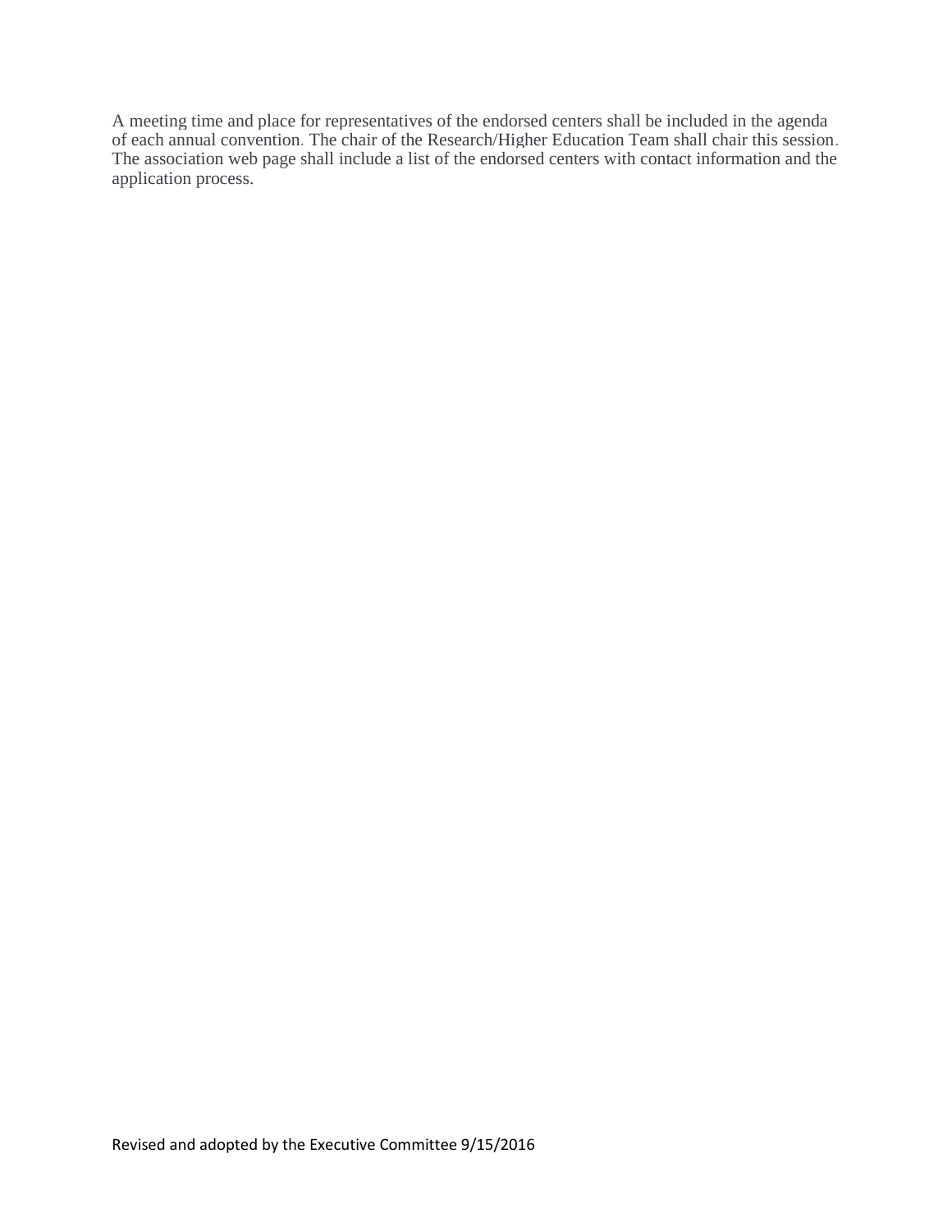A meeting time and place for representatives of the endorsed centers shall be included in the agenda of each annual convention. The chair of the Research/Higher Education Team shall chair this session. The association web page shall include a list of the endorsed centers with contact information and the application process.

Revised and adopted by the Executive Committee 9/15/2016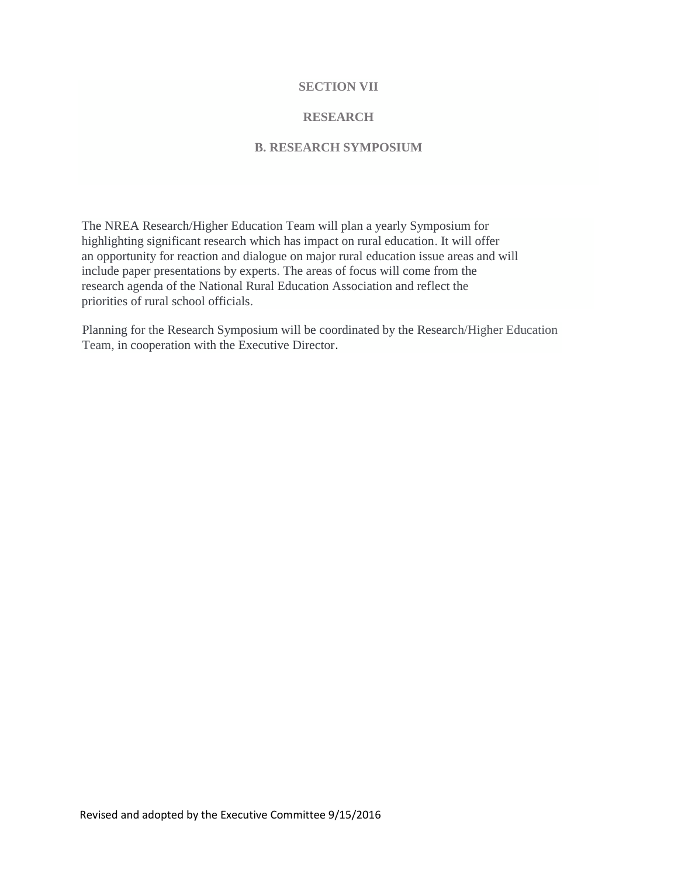## SECTION VII

## RESEARCH

### B. RESEARCH SYMPOSIUM

The NREA Research/Higher Education Team will plan a yearly Symposium for highlighting significant research which has impact on rural education. It will offer an opportunity for reaction and dialogue on major rural education issue areas and will include paper presentations by experts. The areas of focus will come from the research agenda of the National Rural Education Association and reflect the priorities of rural school officials.

Planning for the Research Symposium will be coordinated by the Research/Higher Education Team, in cooperation with the Executive Director.

Revised and adopted by the Executive Committee 9/15/2016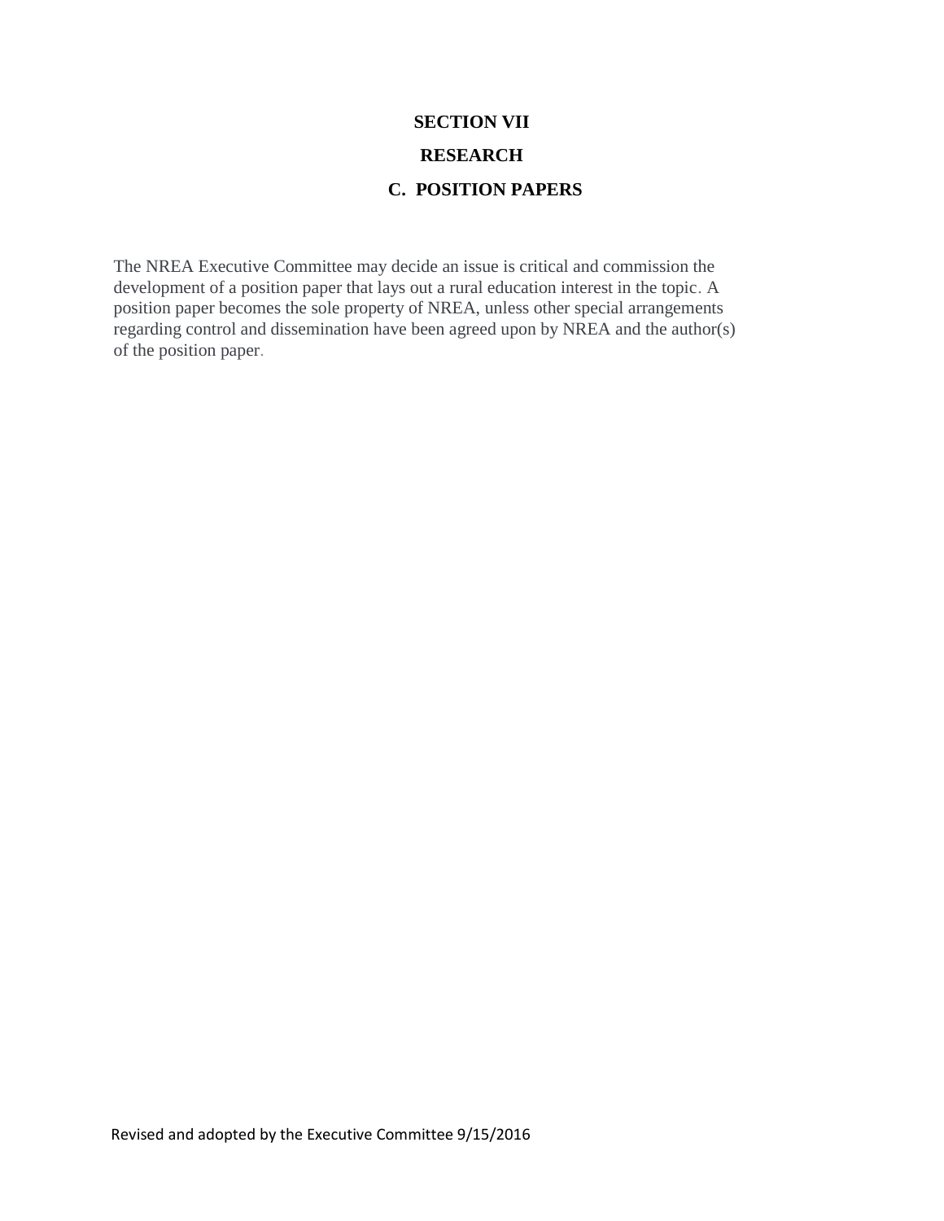# SECTION VII

## RESEARCH

### C. POSITION PAPERS

The NREA Executive Committee may decide an issue is critical and commission the development of a position paper that lays out a rural education interest in the topic. A position paper becomes the sole property of NREA, unless other special arrangements regarding control and dissemination have been agreed upon by NREA and the author(s) of the position paper.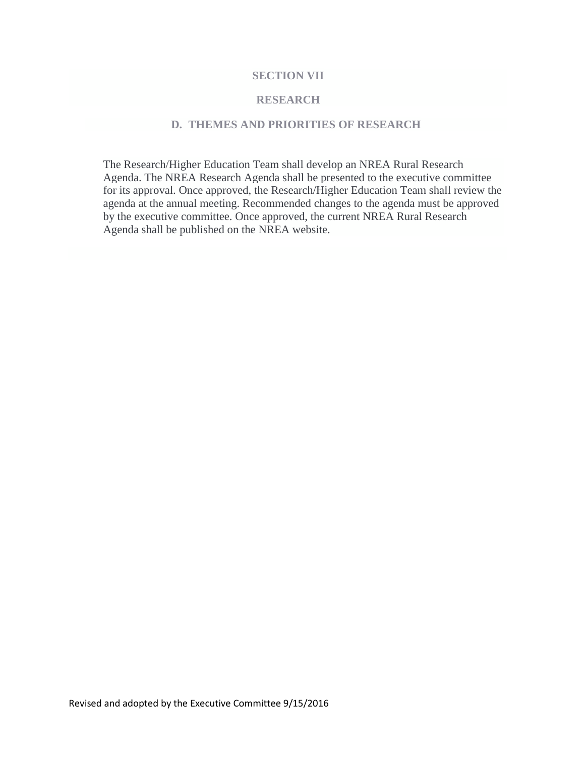## SECTION VII

## RESEARCH

### D. THEMES AND PRIORITIES OF RESEARCH

The Research/Higher Education Team shall develop an NREA Rural Research Agenda. The NREA Research Agenda shall be presented to the executive committee for its approval. Once approved, the Research/Higher Education Team shall review the agenda at the annual meeting. Recommended changes to the agenda must be approved by the executive committee. Once approved, the current NREA Rural Research Agenda shall be published on the NREA website.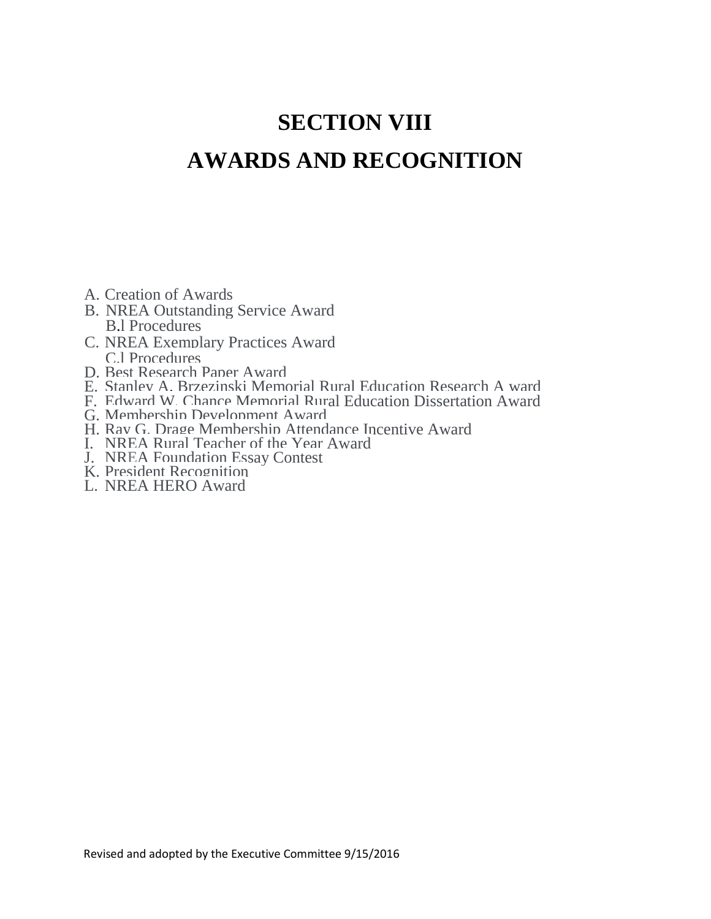# SECTION VIII

# AWARDS AND RECOGNITION

A. Creation of Awards
B. NREA Outstanding Service Award
    B.l Procedures
C. NREA Exemplary Practices Award
    C.l Procedures
D. Best Research Paper Award
E. Stanley A. Brzezinski Memorial Rural Education Research A ward
F. Edward W. Chance Memorial Rural Education Dissertation Award
G. Membership Development Award
H. Ray G. Drage Membership Attendance Incentive Award
I. NREA Rural Teacher of the Year Award
J. NREA Foundation Essay Contest
K. President Recognition
L. NREA HERO Award

Revised and adopted by the Executive Committee 9/15/2016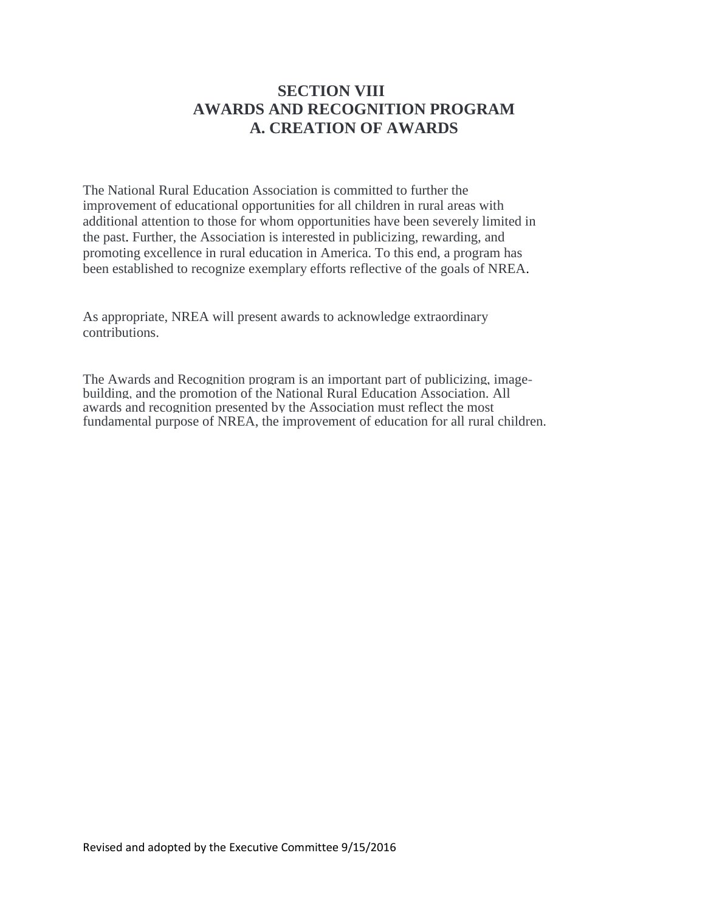# SECTION VIII
# AWARDS AND RECOGNITION PROGRAM
## A. CREATION OF AWARDS

The National Rural Education Association is committed to further the improvement of educational opportunities for all children in rural areas with additional attention to those for whom opportunities have been severely limited in the past. Further, the Association is interested in publicizing, rewarding, and promoting excellence in rural education in America. To this end, a program has been established to recognize exemplary efforts reflective of the goals of NREA.

As appropriate, NREA will present awards to acknowledge extraordinary contributions.

The Awards and Recognition program is an important part of publicizing, image-building, and the promotion of the National Rural Education Association. All awards and recognition presented by the Association must reflect the most fundamental purpose of NREA, the improvement of education for all rural children.

Revised and adopted by the Executive Committee 9/15/2016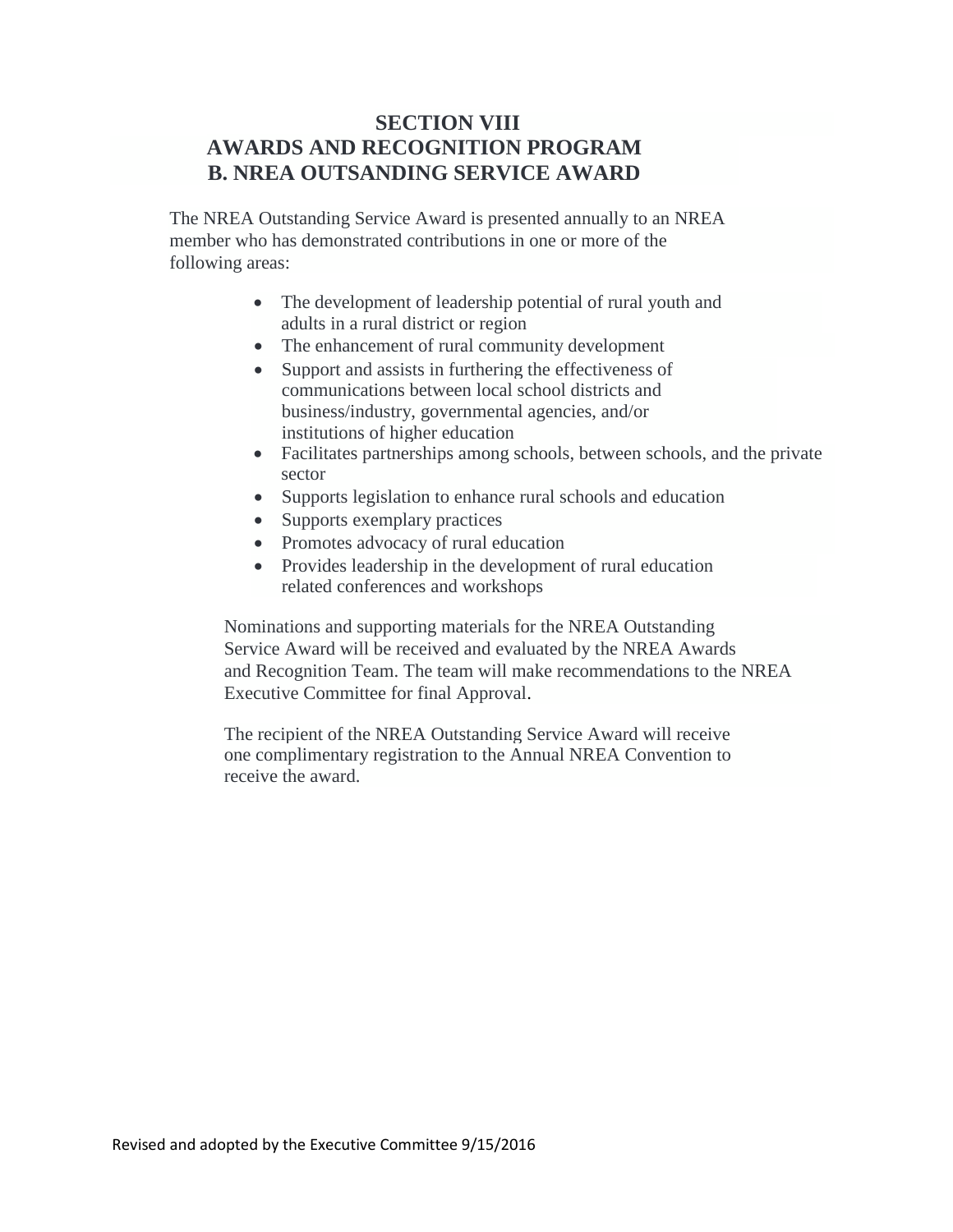# SECTION VIII
# AWARDS AND RECOGNITION PROGRAM
## B. NREA OUTSANDING SERVICE AWARD

The NREA Outstanding Service Award is presented annually to an NREA member who has demonstrated contributions in one or more of the following areas:

- The development of leadership potential of rural youth and adults in a rural district or region
- The enhancement of rural community development
- Support and assists in furthering the effectiveness of communications between local school districts and business/industry, governmental agencies, and/or institutions of higher education
- Facilitates partnerships among schools, between schools, and the private sector
- Supports legislation to enhance rural schools and education
- Supports exemplary practices
- Promotes advocacy of rural education
- Provides leadership in the development of rural education related conferences and workshops

Nominations and supporting materials for the NREA Outstanding Service Award will be received and evaluated by the NREA Awards and Recognition Team. The team will make recommendations to the NREA Executive Committee for final Approval.

The recipient of the NREA Outstanding Service Award will receive one complimentary registration to the Annual NREA Convention to receive the award.

Revised and adopted by the Executive Committee 9/15/2016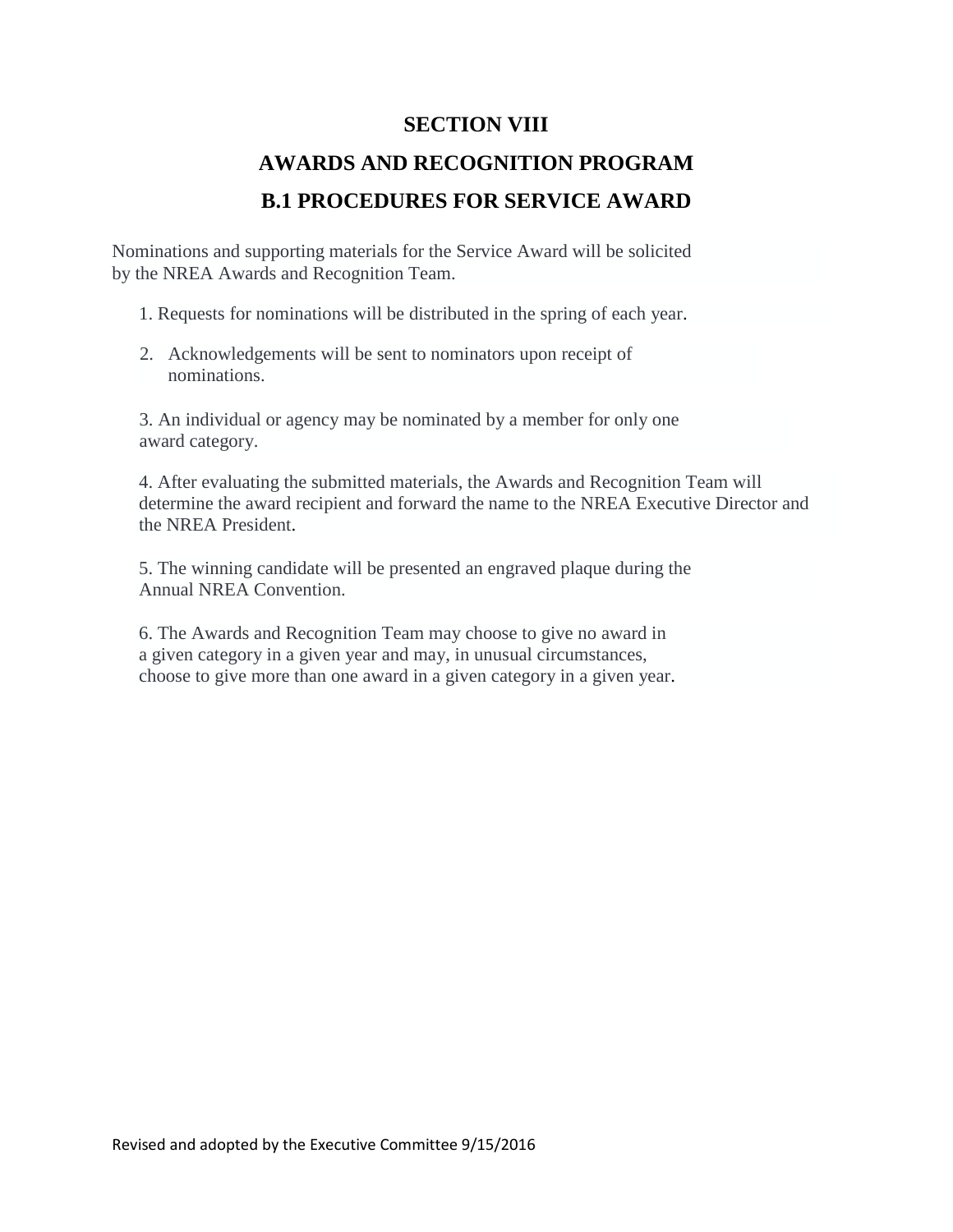# SECTION VIII

## AWARDS AND RECOGNITION PROGRAM

## B.1 PROCEDURES FOR SERVICE AWARD

Nominations and supporting materials for the Service Award will be solicited by the NREA Awards and Recognition Team.

1. Requests for nominations will be distributed in the spring of each year.

2. Acknowledgements will be sent to nominators upon receipt of nominations.

3. An individual or agency may be nominated by a member for only one award category.

4. After evaluating the submitted materials, the Awards and Recognition Team will determine the award recipient and forward the name to the NREA Executive Director and the NREA President.

5. The winning candidate will be presented an engraved plaque during the Annual NREA Convention.

6. The Awards and Recognition Team may choose to give no award in a given category in a given year and may, in unusual circumstances, choose to give more than one award in a given category in a given year.

Revised and adopted by the Executive Committee 9/15/2016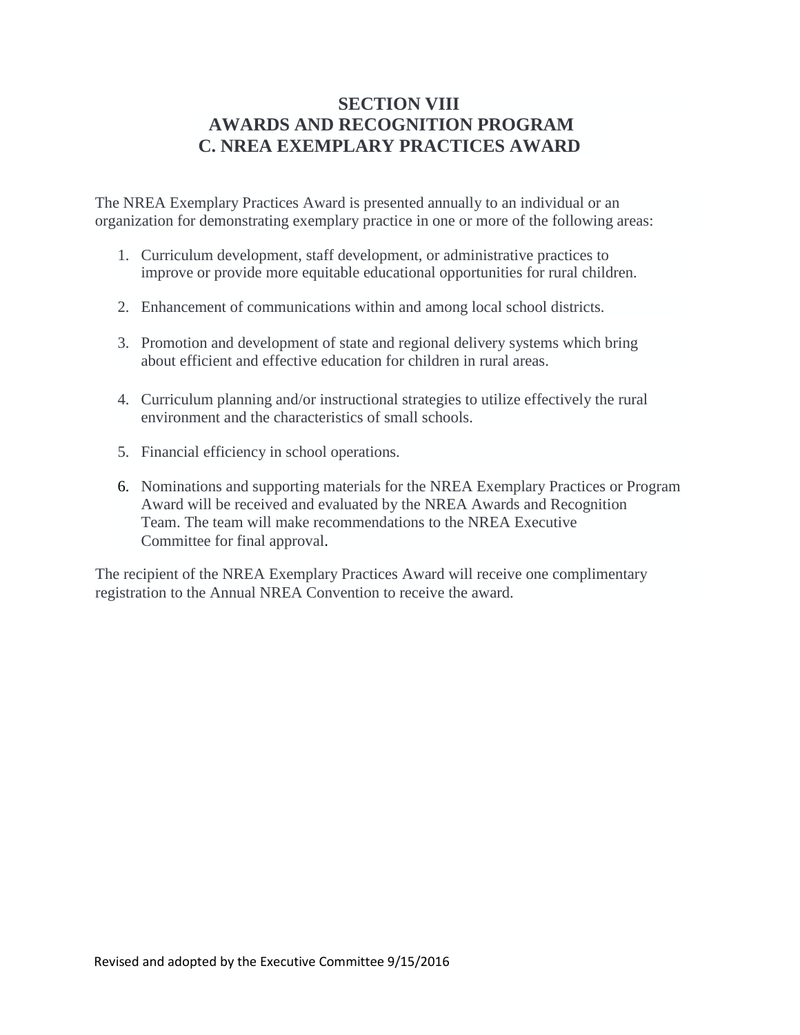# SECTION VIII
# AWARDS AND RECOGNITION PROGRAM
# C. NREA EXEMPLARY PRACTICES AWARD

The NREA Exemplary Practices Award is presented annually to an individual or an organization for demonstrating exemplary practice in one or more of the following areas:

1. Curriculum development, staff development, or administrative practices to improve or provide more equitable educational opportunities for rural children.

2. Enhancement of communications within and among local school districts.

3. Promotion and development of state and regional delivery systems which bring about efficient and effective education for children in rural areas.

4. Curriculum planning and/or instructional strategies to utilize effectively the rural environment and the characteristics of small schools.

5. Financial efficiency in school operations.

6. Nominations and supporting materials for the NREA Exemplary Practices or Program Award will be received and evaluated by the NREA Awards and Recognition Team. The team will make recommendations to the NREA Executive Committee for final approval.

The recipient of the NREA Exemplary Practices Award will receive one complimentary registration to the Annual NREA Convention to receive the award.

Revised and adopted by the Executive Committee 9/15/2016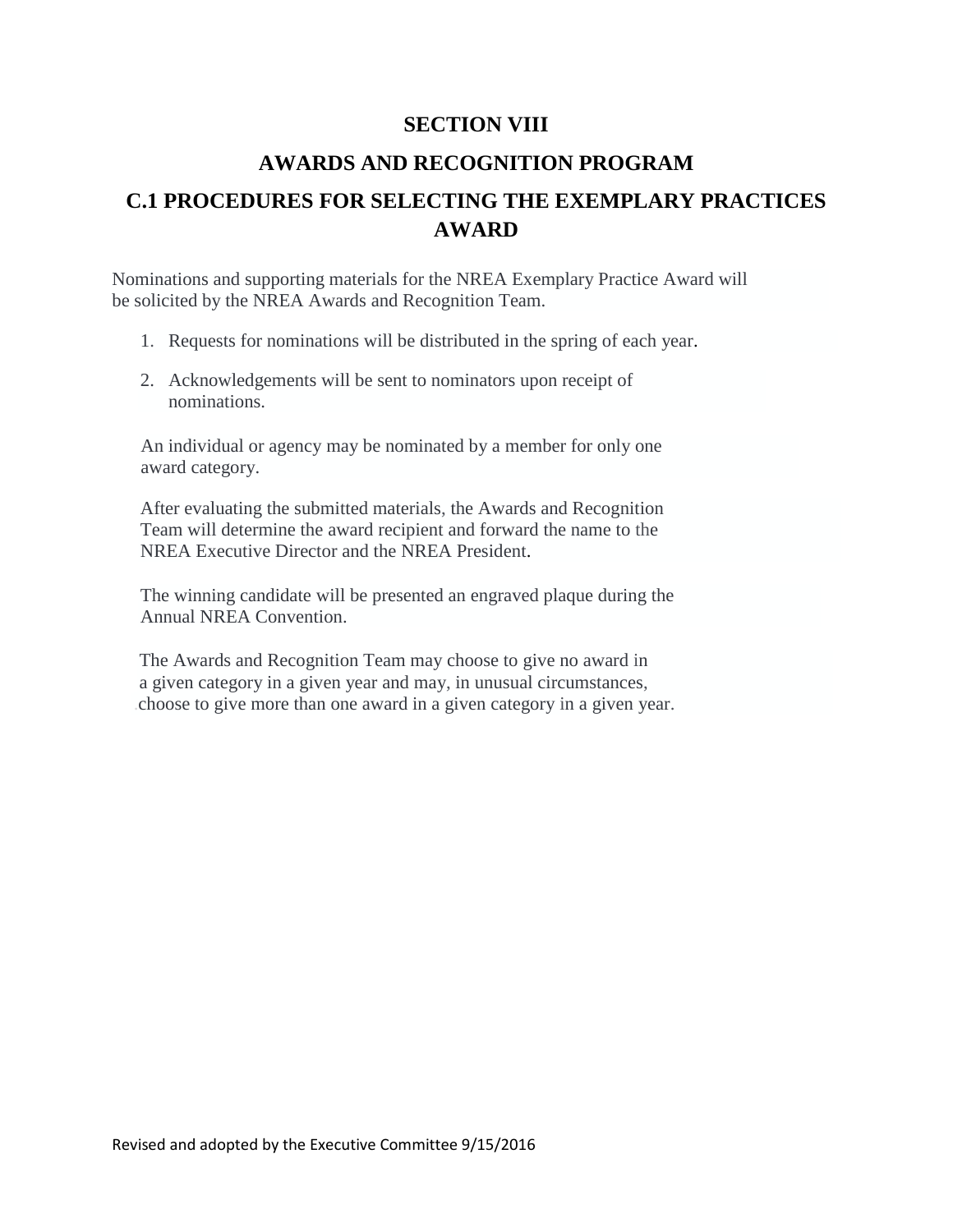# SECTION VIII

## AWARDS AND RECOGNITION PROGRAM

## C.1 PROCEDURES FOR SELECTING THE EXEMPLARY PRACTICES AWARD

Nominations and supporting materials for the NREA Exemplary Practice Award will be solicited by the NREA Awards and Recognition Team.

1. Requests for nominations will be distributed in the spring of each year.
2. Acknowledgements will be sent to nominators upon receipt of nominations.

An individual or agency may be nominated by a member for only one award category.

After evaluating the submitted materials, the Awards and Recognition Team will determine the award recipient and forward the name to the NREA Executive Director and the NREA President.

The winning candidate will be presented an engraved plaque during the Annual NREA Convention.

The Awards and Recognition Team may choose to give no award in a given category in a given year and may, in unusual circumstances, choose to give more than one award in a given category in a given year.

Revised and adopted by the Executive Committee 9/15/2016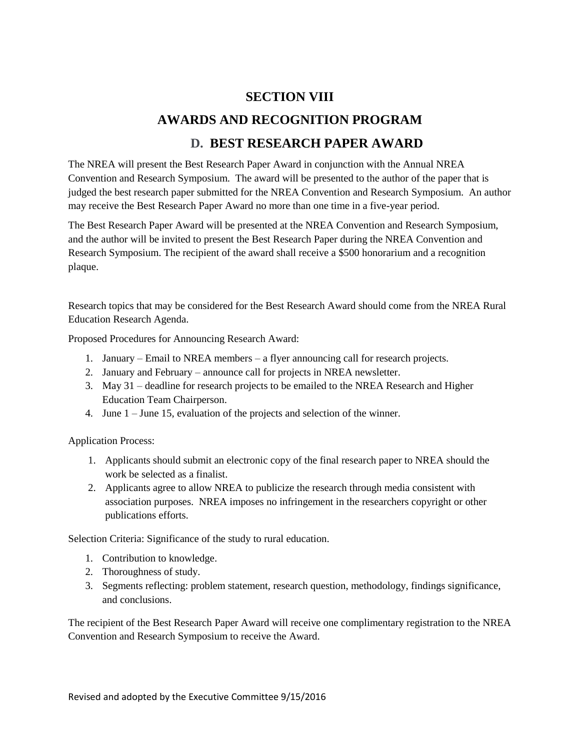# SECTION VIII

## AWARDS AND RECOGNITION PROGRAM

### D. BEST RESEARCH PAPER AWARD

The NREA will present the Best Research Paper Award in conjunction with the Annual NREA Convention and Research Symposium. The award will be presented to the author of the paper that is judged the best research paper submitted for the NREA Convention and Research Symposium. An author may receive the Best Research Paper Award no more than one time in a five-year period.

The Best Research Paper Award will be presented at the NREA Convention and Research Symposium, and the author will be invited to present the Best Research Paper during the NREA Convention and Research Symposium. The recipient of the award shall receive a $500 honorarium and a recognition plaque.

Research topics that may be considered for the Best Research Award should come from the NREA Rural Education Research Agenda.

Proposed Procedures for Announcing Research Award:

1. January – Email to NREA members – a flyer announcing call for research projects.
2. January and February – announce call for projects in NREA newsletter.
3. May 31 – deadline for research projects to be emailed to the NREA Research and Higher Education Team Chairperson.
4. June 1 – June 15, evaluation of the projects and selection of the winner.

Application Process:

1. Applicants should submit an electronic copy of the final research paper to NREA should the work be selected as a finalist.
2. Applicants agree to allow NREA to publicize the research through media consistent with association purposes. NREA imposes no infringement in the researchers copyright or other publications efforts.

Selection Criteria: Significance of the study to rural education.

1. Contribution to knowledge.
2. Thoroughness of study.
3. Segments reflecting: problem statement, research question, methodology, findings significance, and conclusions.

The recipient of the Best Research Paper Award will receive one complimentary registration to the NREA Convention and Research Symposium to receive the Award.

Revised and adopted by the Executive Committee 9/15/2016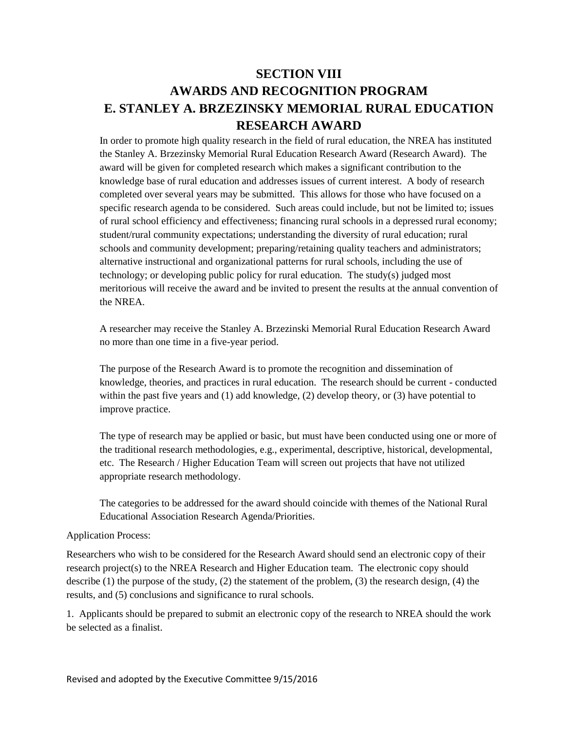# SECTION VIII
# AWARDS AND RECOGNITION PROGRAM
# E. STANLEY A. BRZEZINSKY MEMORIAL RURAL EDUCATION RESEARCH AWARD

In order to promote high quality research in the field of rural education, the NREA has instituted the Stanley A. Brzezinsky Memorial Rural Education Research Award (Research Award). The award will be given for completed research which makes a significant contribution to the knowledge base of rural education and addresses issues of current interest. A body of research completed over several years may be submitted. This allows for those who have focused on a specific research agenda to be considered. Such areas could include, but not be limited to; issues of rural school efficiency and effectiveness; financing rural schools in a depressed rural economy; student/rural community expectations; understanding the diversity of rural education; rural schools and community development; preparing/retaining quality teachers and administrators; alternative instructional and organizational patterns for rural schools, including the use of technology; or developing public policy for rural education. The study(s) judged most meritorious will receive the award and be invited to present the results at the annual convention of the NREA.

A researcher may receive the Stanley A. Brzezinski Memorial Rural Education Research Award no more than one time in a five-year period.

The purpose of the Research Award is to promote the recognition and dissemination of knowledge, theories, and practices in rural education. The research should be current - conducted within the past five years and (1) add knowledge, (2) develop theory, or (3) have potential to improve practice.

The type of research may be applied or basic, but must have been conducted using one or more of the traditional research methodologies, e.g., experimental, descriptive, historical, developmental, etc. The Research / Higher Education Team will screen out projects that have not utilized appropriate research methodology.

The categories to be addressed for the award should coincide with themes of the National Rural Educational Association Research Agenda/Priorities.

Application Process:

Researchers who wish to be considered for the Research Award should send an electronic copy of their research project(s) to the NREA Research and Higher Education team. The electronic copy should describe (1) the purpose of the study, (2) the statement of the problem, (3) the research design, (4) the results, and (5) conclusions and significance to rural schools.

1. Applicants should be prepared to submit an electronic copy of the research to NREA should the work be selected as a finalist.

Revised and adopted by the Executive Committee 9/15/2016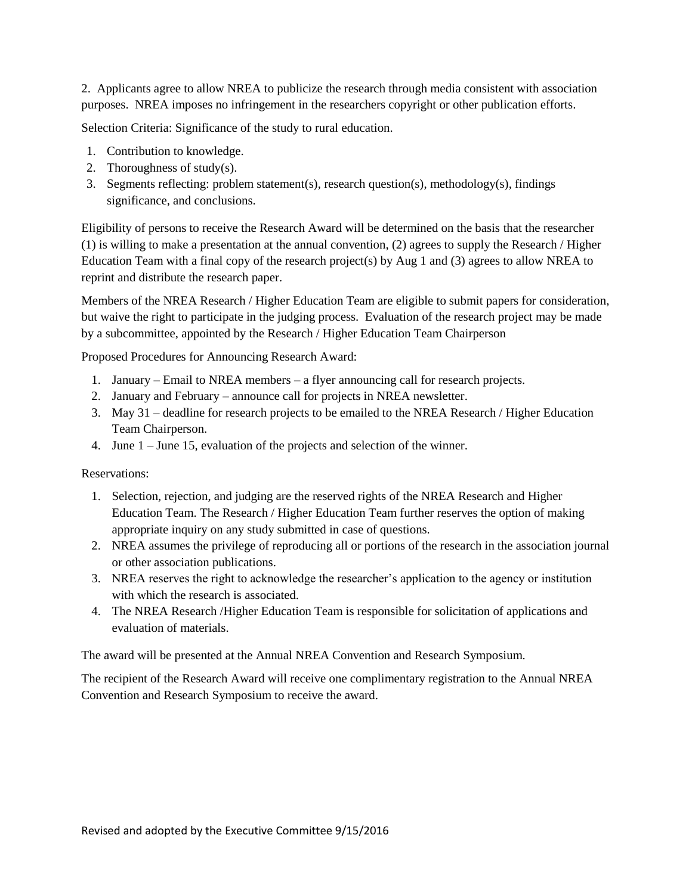2. Applicants agree to allow NREA to publicize the research through media consistent with association purposes. NREA imposes no infringement in the researchers copyright or other publication efforts.

Selection Criteria: Significance of the study to rural education.

1. Contribution to knowledge.
2. Thoroughness of study(s).
3. Segments reflecting: problem statement(s), research question(s), methodology(s), findings significance, and conclusions.

Eligibility of persons to receive the Research Award will be determined on the basis that the researcher (1) is willing to make a presentation at the annual convention, (2) agrees to supply the Research / Higher Education Team with a final copy of the research project(s) by Aug 1 and (3) agrees to allow NREA to reprint and distribute the research paper.

Members of the NREA Research / Higher Education Team are eligible to submit papers for consideration, but waive the right to participate in the judging process. Evaluation of the research project may be made by a subcommittee, appointed by the Research / Higher Education Team Chairperson

Proposed Procedures for Announcing Research Award:

1. January – Email to NREA members – a flyer announcing call for research projects.
2. January and February – announce call for projects in NREA newsletter.
3. May 31 – deadline for research projects to be emailed to the NREA Research / Higher Education Team Chairperson.
4. June 1 – June 15, evaluation of the projects and selection of the winner.

Reservations:

1. Selection, rejection, and judging are the reserved rights of the NREA Research and Higher Education Team. The Research / Higher Education Team further reserves the option of making appropriate inquiry on any study submitted in case of questions.
2. NREA assumes the privilege of reproducing all or portions of the research in the association journal or other association publications.
3. NREA reserves the right to acknowledge the researcher's application to the agency or institution with which the research is associated.
4. The NREA Research /Higher Education Team is responsible for solicitation of applications and evaluation of materials.

The award will be presented at the Annual NREA Convention and Research Symposium.

The recipient of the Research Award will receive one complimentary registration to the Annual NREA Convention and Research Symposium to receive the award.

Revised and adopted by the Executive Committee 9/15/2016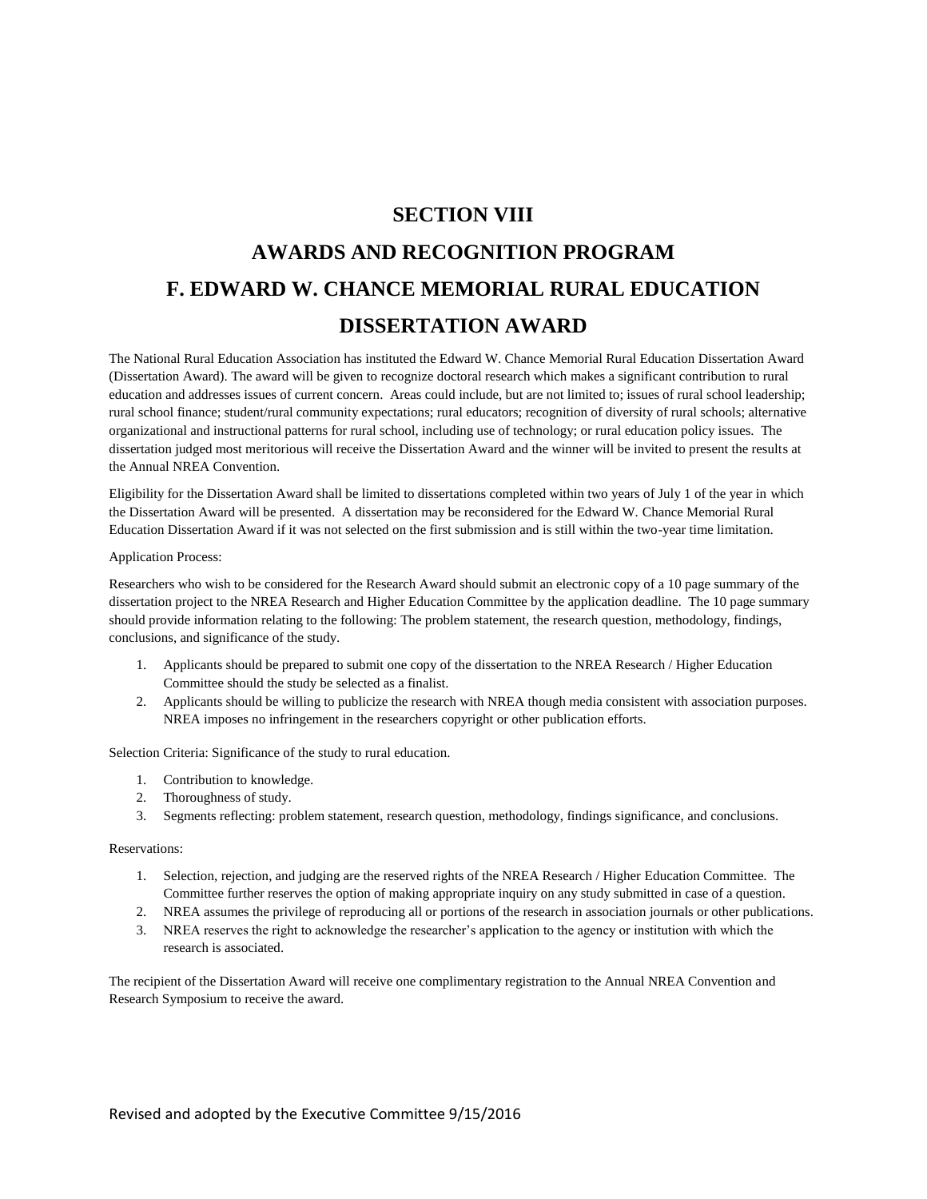# SECTION VIII

# AWARDS AND RECOGNITION PROGRAM

# F. EDWARD W. CHANCE MEMORIAL RURAL EDUCATION DISSERTATION AWARD

The National Rural Education Association has instituted the Edward W. Chance Memorial Rural Education Dissertation Award (Dissertation Award). The award will be given to recognize doctoral research which makes a significant contribution to rural education and addresses issues of current concern. Areas could include, but are not limited to; issues of rural school leadership; rural school finance; student/rural community expectations; rural educators; recognition of diversity of rural schools; alternative organizational and instructional patterns for rural school, including use of technology; or rural education policy issues. The dissertation judged most meritorious will receive the Dissertation Award and the winner will be invited to present the results at the Annual NREA Convention.

Eligibility for the Dissertation Award shall be limited to dissertations completed within two years of July 1 of the year in which the Dissertation Award will be presented. A dissertation may be reconsidered for the Edward W. Chance Memorial Rural Education Dissertation Award if it was not selected on the first submission and is still within the two-year time limitation.

Application Process:

Researchers who wish to be considered for the Research Award should submit an electronic copy of a 10 page summary of the dissertation project to the NREA Research and Higher Education Committee by the application deadline. The 10 page summary should provide information relating to the following: The problem statement, the research question, methodology, findings, conclusions, and significance of the study.

1. Applicants should be prepared to submit one copy of the dissertation to the NREA Research / Higher Education Committee should the study be selected as a finalist.
2. Applicants should be willing to publicize the research with NREA though media consistent with association purposes. NREA imposes no infringement in the researchers copyright or other publication efforts.

Selection Criteria: Significance of the study to rural education.

1. Contribution to knowledge.
2. Thoroughness of study.
3. Segments reflecting: problem statement, research question, methodology, findings significance, and conclusions.

Reservations:

1. Selection, rejection, and judging are the reserved rights of the NREA Research / Higher Education Committee. The Committee further reserves the option of making appropriate inquiry on any study submitted in case of a question.
2. NREA assumes the privilege of reproducing all or portions of the research in association journals or other publications.
3. NREA reserves the right to acknowledge the researcher's application to the agency or institution with which the research is associated.

The recipient of the Dissertation Award will receive one complimentary registration to the Annual NREA Convention and Research Symposium to receive the award.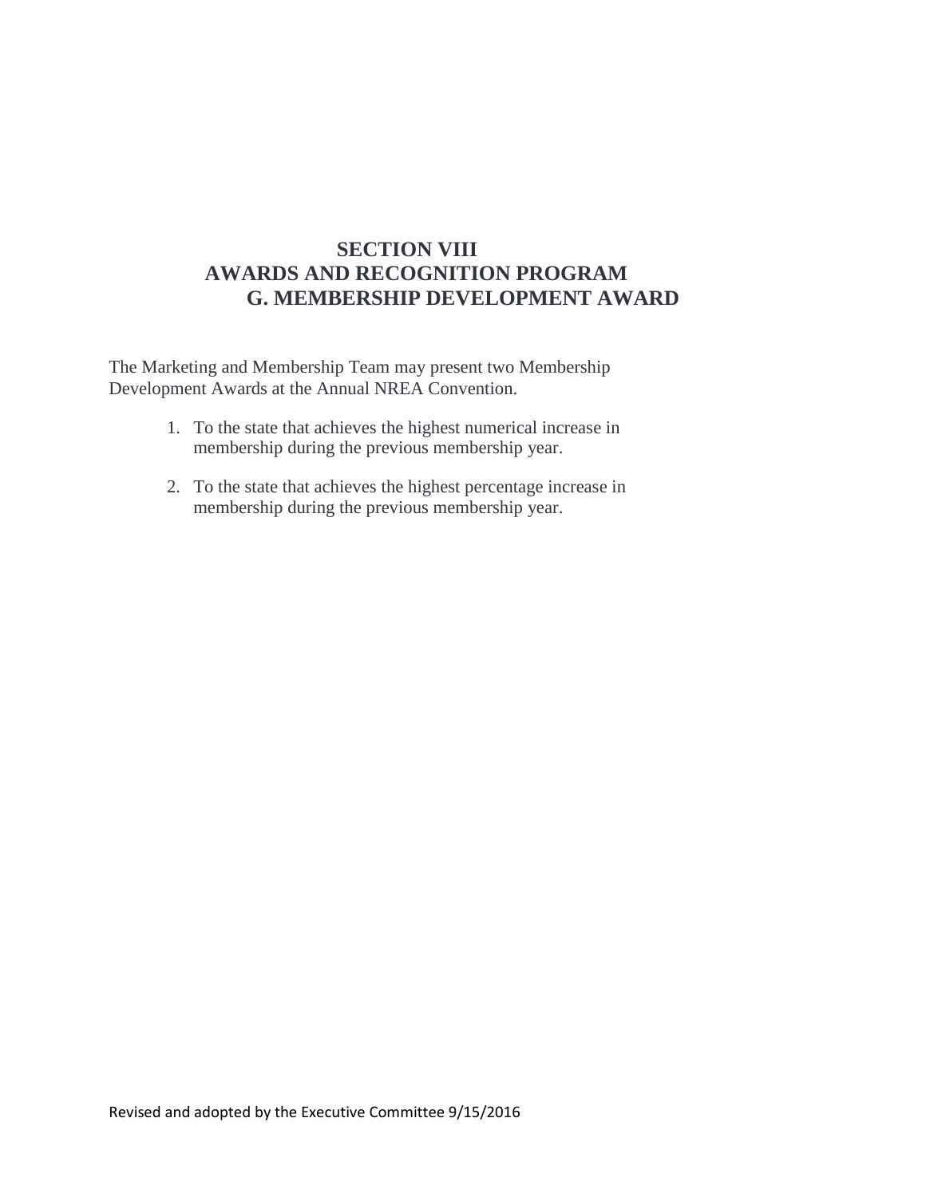# SECTION VIII
## AWARDS AND RECOGNITION PROGRAM
### G. MEMBERSHIP DEVELOPMENT AWARD

The Marketing and Membership Team may present two Membership Development Awards at the Annual NREA Convention.

1. To the state that achieves the highest numerical increase in membership during the previous membership year.

2. To the state that achieves the highest percentage increase in membership during the previous membership year.

Revised and adopted by the Executive Committee 9/15/2016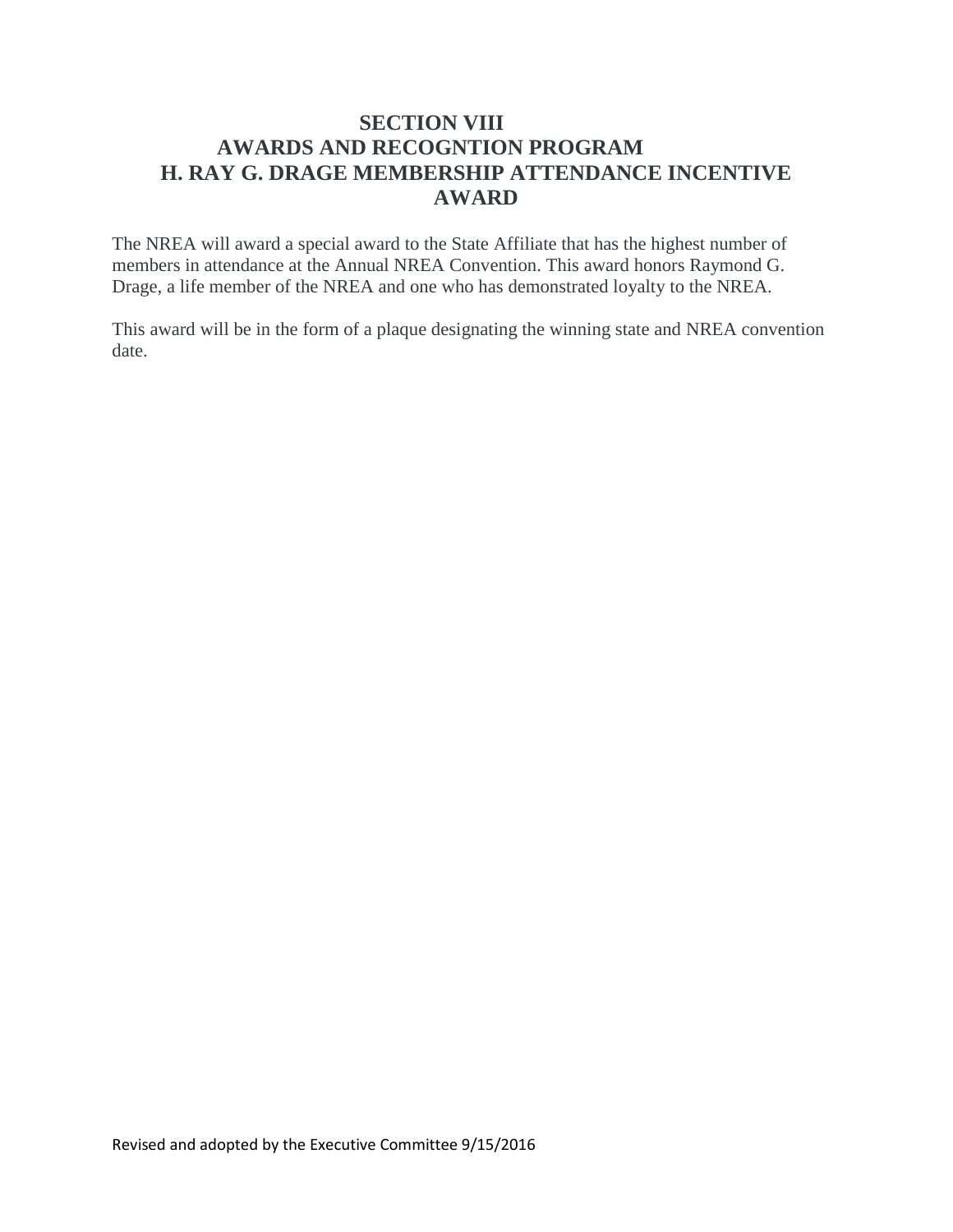# SECTION VIII

## AWARDS AND RECOGNTION PROGRAM

### H. RAY G. DRAGE MEMBERSHIP ATTENDANCE INCENTIVE AWARD

The NREA will award a special award to the State Affiliate that has the highest number of members in attendance at the Annual NREA Convention. This award honors Raymond G. Drage, a life member of the NREA and one who has demonstrated loyalty to the NREA.

This award will be in the form of a plaque designating the winning state and NREA convention date.

Revised and adopted by the Executive Committee 9/15/2016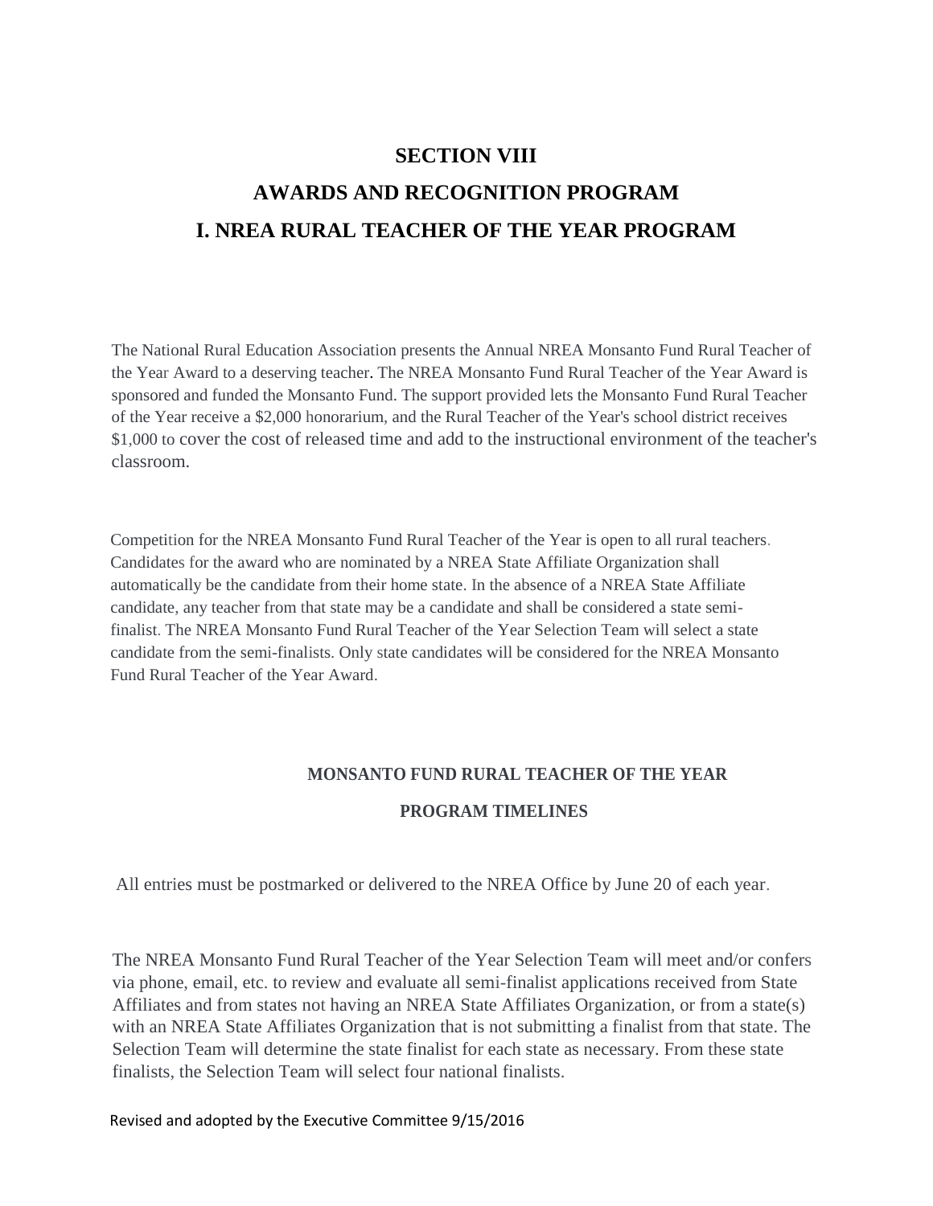# SECTION VIII

# AWARDS AND RECOGNITION PROGRAM

# I. NREA RURAL TEACHER OF THE YEAR PROGRAM

The National Rural Education Association presents the Annual NREA Monsanto Fund Rural Teacher of the Year Award to a deserving teacher. The NREA Monsanto Fund Rural Teacher of the Year Award is sponsored and funded the Monsanto Fund. The support provided lets the Monsanto Fund Rural Teacher of the Year receive a $2,000 honorarium, and the Rural Teacher of the Year's school district receives $1,000 to cover the cost of released time and add to the instructional environment of the teacher's classroom.

Competition for the NREA Monsanto Fund Rural Teacher of the Year is open to all rural teachers. Candidates for the award who are nominated by a NREA State Affiliate Organization shall automatically be the candidate from their home state. In the absence of a NREA State Affiliate candidate, any teacher from that state may be a candidate and shall be considered a state semi-finalist. The NREA Monsanto Fund Rural Teacher of the Year Selection Team will select a state candidate from the semi-finalists. Only state candidates will be considered for the NREA Monsanto Fund Rural Teacher of the Year Award.

## MONSANTO FUND RURAL TEACHER OF THE YEAR

## PROGRAM TIMELINES

All entries must be postmarked or delivered to the NREA Office by June 20 of each year.

The NREA Monsanto Fund Rural Teacher of the Year Selection Team will meet and/or confers via phone, email, etc. to review and evaluate all semi-finalist applications received from State Affiliates and from states not having an NREA State Affiliates Organization, or from a state(s) with an NREA State Affiliates Organization that is not submitting a finalist from that state. The Selection Team will determine the state finalist for each state as necessary. From these state finalists, the Selection Team will select four national finalists.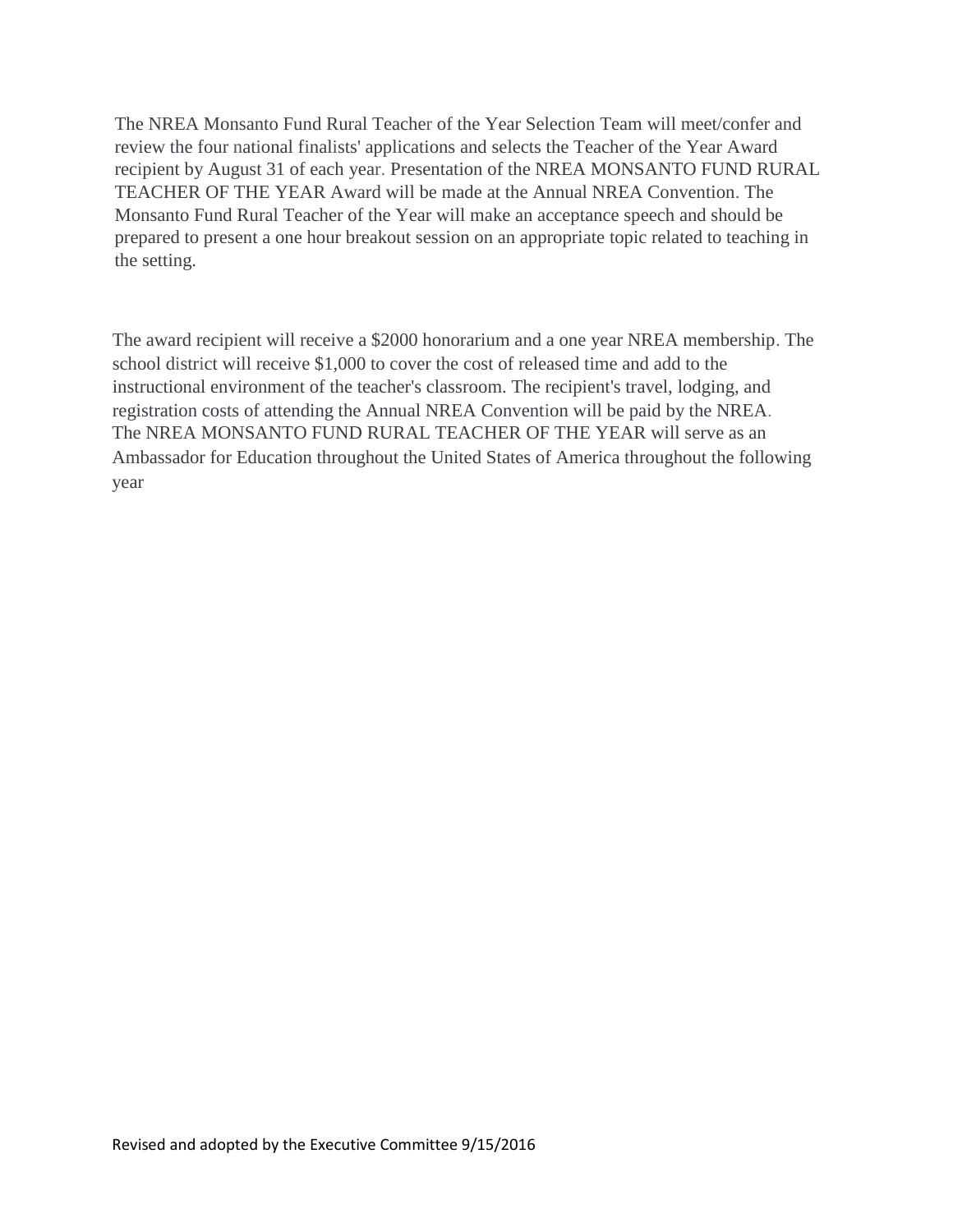The NREA Monsanto Fund Rural Teacher of the Year Selection Team will meet/confer and review the four national finalists' applications and selects the Teacher of the Year Award recipient by August 31 of each year. Presentation of the NREA MONSANTO FUND RURAL TEACHER OF THE YEAR Award will be made at the Annual NREA Convention. The Monsanto Fund Rural Teacher of the Year will make an acceptance speech and should be prepared to present a one hour breakout session on an appropriate topic related to teaching in the setting.

The award recipient will receive a $2000 honorarium and a one year NREA membership. The school district will receive $1,000 to cover the cost of released time and add to the instructional environment of the teacher's classroom. The recipient's travel, lodging, and registration costs of attending the Annual NREA Convention will be paid by the NREA. The NREA MONSANTO FUND RURAL TEACHER OF THE YEAR will serve as an Ambassador for Education throughout the United States of America throughout the following year

Revised and adopted by the Executive Committee 9/15/2016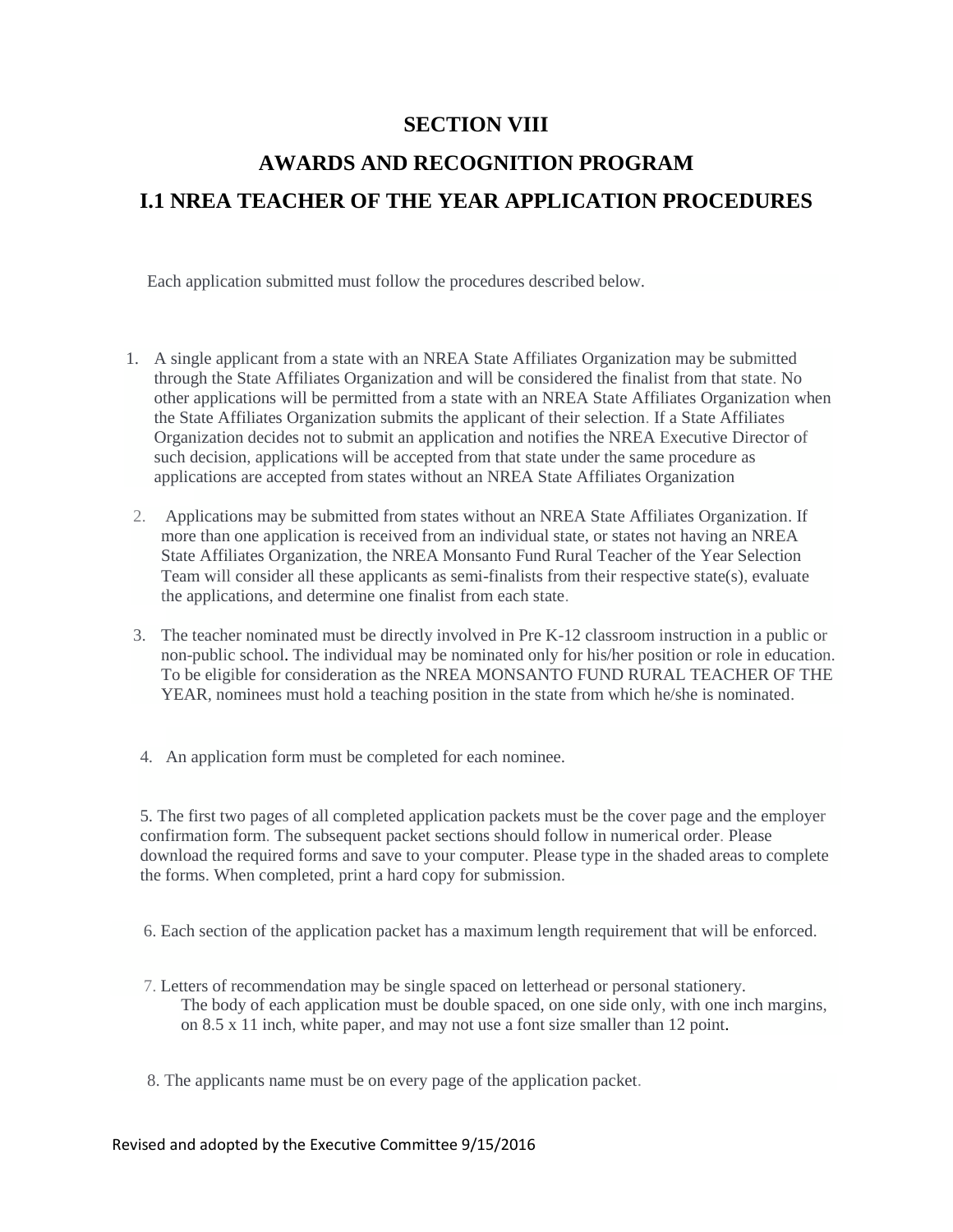# SECTION VIII

# AWARDS AND RECOGNITION PROGRAM

## I.1 NREA TEACHER OF THE YEAR APPLICATION PROCEDURES

Each application submitted must follow the procedures described below.

1. A single applicant from a state with an NREA State Affiliates Organization may be submitted through the State Affiliates Organization and will be considered the finalist from that state. No other applications will be permitted from a state with an NREA State Affiliates Organization when the State Affiliates Organization submits the applicant of their selection. If a State Affiliates Organization decides not to submit an application and notifies the NREA Executive Director of such decision, applications will be accepted from that state under the same procedure as applications are accepted from states without an NREA State Affiliates Organization

2. Applications may be submitted from states without an NREA State Affiliates Organization. If more than one application is received from an individual state, or states not having an NREA State Affiliates Organization, the NREA Monsanto Fund Rural Teacher of the Year Selection Team will consider all these applicants as semi-finalists from their respective state(s), evaluate the applications, and determine one finalist from each state.

3. The teacher nominated must be directly involved in Pre K-12 classroom instruction in a public or non-public school. The individual may be nominated only for his/her position or role in education. To be eligible for consideration as the NREA MONSANTO FUND RURAL TEACHER OF THE YEAR, nominees must hold a teaching position in the state from which he/she is nominated.

4. An application form must be completed for each nominee.

5. The first two pages of all completed application packets must be the cover page and the employer confirmation form. The subsequent packet sections should follow in numerical order. Please download the required forms and save to your computer. Please type in the shaded areas to complete the forms. When completed, print a hard copy for submission.

6. Each section of the application packet has a maximum length requirement that will be enforced.

7. Letters of recommendation may be single spaced on letterhead or personal stationery. The body of each application must be double spaced, on one side only, with one inch margins, on 8.5 x 11 inch, white paper, and may not use a font size smaller than 12 point.

8. The applicants name must be on every page of the application packet.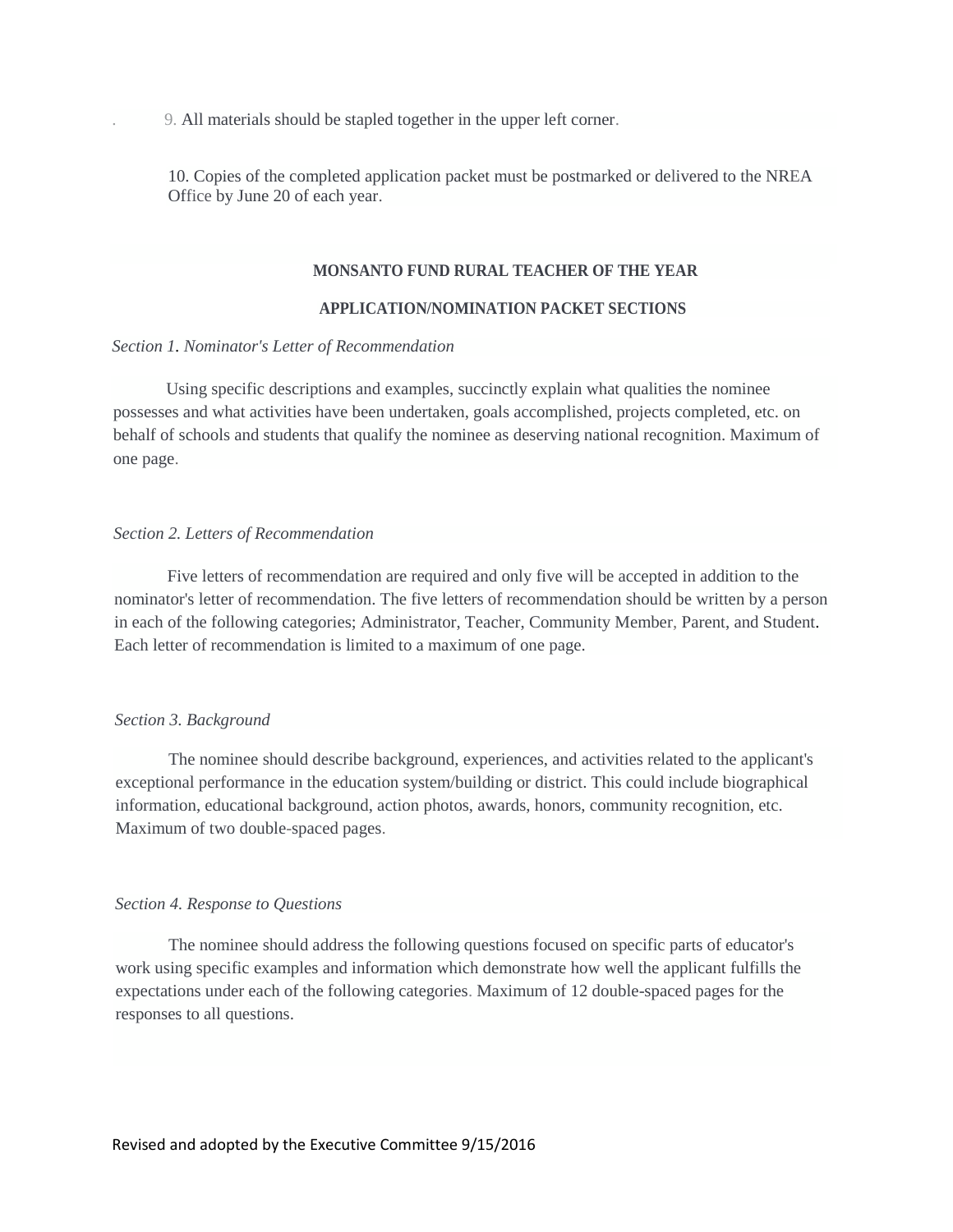9. All materials should be stapled together in the upper left corner.

10. Copies of the completed application packet must be postmarked or delivered to the NREA Office by June 20 of each year.

**MONSANTO FUND RURAL TEACHER OF THE YEAR**

**APPLICATION/NOMINATION PACKET SECTIONS**

*Section 1. Nominator's Letter of Recommendation*

Using specific descriptions and examples, succinctly explain what qualities the nominee possesses and what activities have been undertaken, goals accomplished, projects completed, etc. on behalf of schools and students that qualify the nominee as deserving national recognition. Maximum of one page.

*Section 2. Letters of Recommendation*

Five letters of recommendation are required and only five will be accepted in addition to the nominator's letter of recommendation. The five letters of recommendation should be written by a person in each of the following categories; Administrator, Teacher, Community Member, Parent, and Student. Each letter of recommendation is limited to a maximum of one page.

*Section 3. Background*

The nominee should describe background, experiences, and activities related to the applicant's exceptional performance in the education system/building or district. This could include biographical information, educational background, action photos, awards, honors, community recognition, etc. Maximum of two double-spaced pages.

*Section 4. Response to Questions*

The nominee should address the following questions focused on specific parts of educator's work using specific examples and information which demonstrate how well the applicant fulfills the expectations under each of the following categories. Maximum of 12 double-spaced pages for the responses to all questions.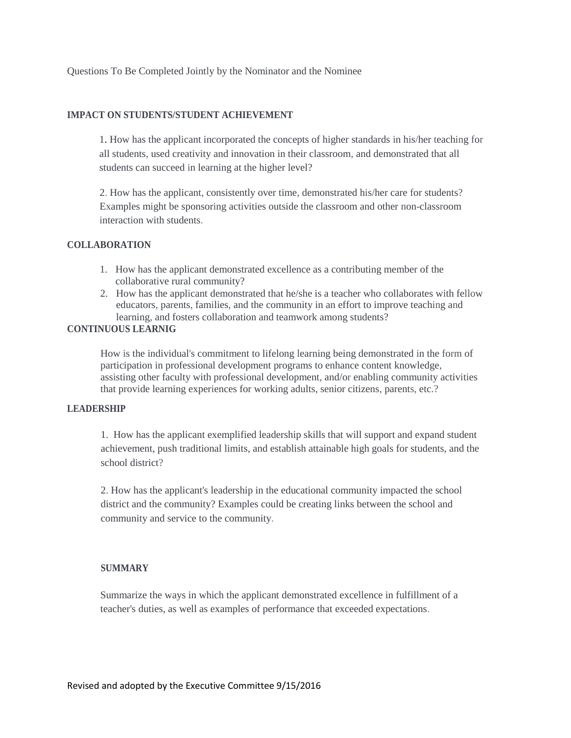Questions To Be Completed Jointly by the Nominator and the Nominee

## IMPACT ON STUDENTS/STUDENT ACHIEVEMENT

1. How has the applicant incorporated the concepts of higher standards in his/her teaching for all students, used creativity and innovation in their classroom, and demonstrated that all students can succeed in learning at the higher level?

2. How has the applicant, consistently over time, demonstrated his/her care for students? Examples might be sponsoring activities outside the classroom and other non-classroom interaction with students.

## COLLABORATION

1. How has the applicant demonstrated excellence as a contributing member of the collaborative rural community?
2. How has the applicant demonstrated that he/she is a teacher who collaborates with fellow educators, parents, families, and the community in an effort to improve teaching and learning, and fosters collaboration and teamwork among students?

## CONTINUOUS LEARNIG

How is the individual's commitment to lifelong learning being demonstrated in the form of participation in professional development programs to enhance content knowledge, assisting other faculty with professional development, and/or enabling community activities that provide learning experiences for working adults, senior citizens, parents, etc.?

## LEADERSHIP

1. How has the applicant exemplified leadership skills that will support and expand student achievement, push traditional limits, and establish attainable high goals for students, and the school district?

2. How has the applicant's leadership in the educational community impacted the school district and the community? Examples could be creating links between the school and community and service to the community.

## SUMMARY

Summarize the ways in which the applicant demonstrated excellence in fulfillment of a teacher's duties, as well as examples of performance that exceeded expectations.

Revised and adopted by the Executive Committee 9/15/2016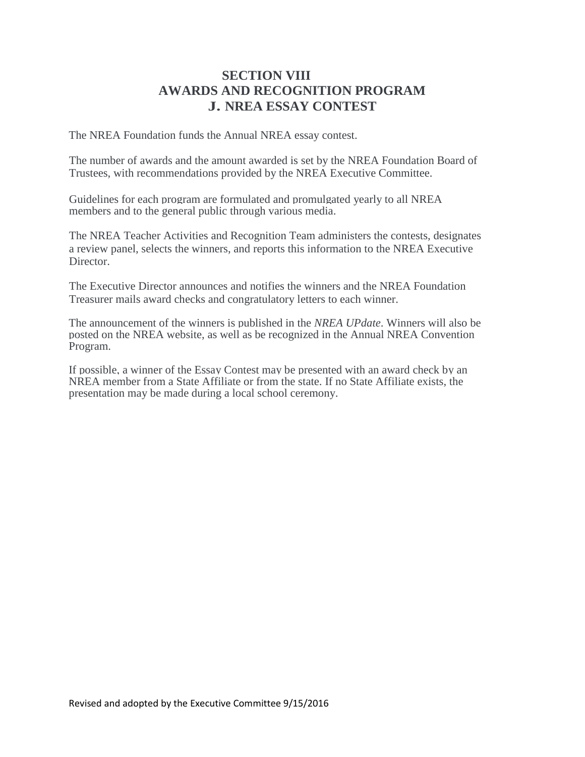# SECTION VIII
# AWARDS AND RECOGNITION PROGRAM
## J. NREA ESSAY CONTEST

The NREA Foundation funds the Annual NREA essay contest.

The number of awards and the amount awarded is set by the NREA Foundation Board of Trustees, with recommendations provided by the NREA Executive Committee.

Guidelines for each program are formulated and promulgated yearly to all NREA members and to the general public through various media.

The NREA Teacher Activities and Recognition Team administers the contests, designates a review panel, selects the winners, and reports this information to the NREA Executive Director.

The Executive Director announces and notifies the winners and the NREA Foundation Treasurer mails award checks and congratulatory letters to each winner.

The announcement of the winners is published in the *NREA UPdate*. Winners will also be posted on the NREA website, as well as be recognized in the Annual NREA Convention Program.

If possible, a winner of the Essay Contest may be presented with an award check by an NREA member from a State Affiliate or from the state. If no State Affiliate exists, the presentation may be made during a local school ceremony.

Revised and adopted by the Executive Committee 9/15/2016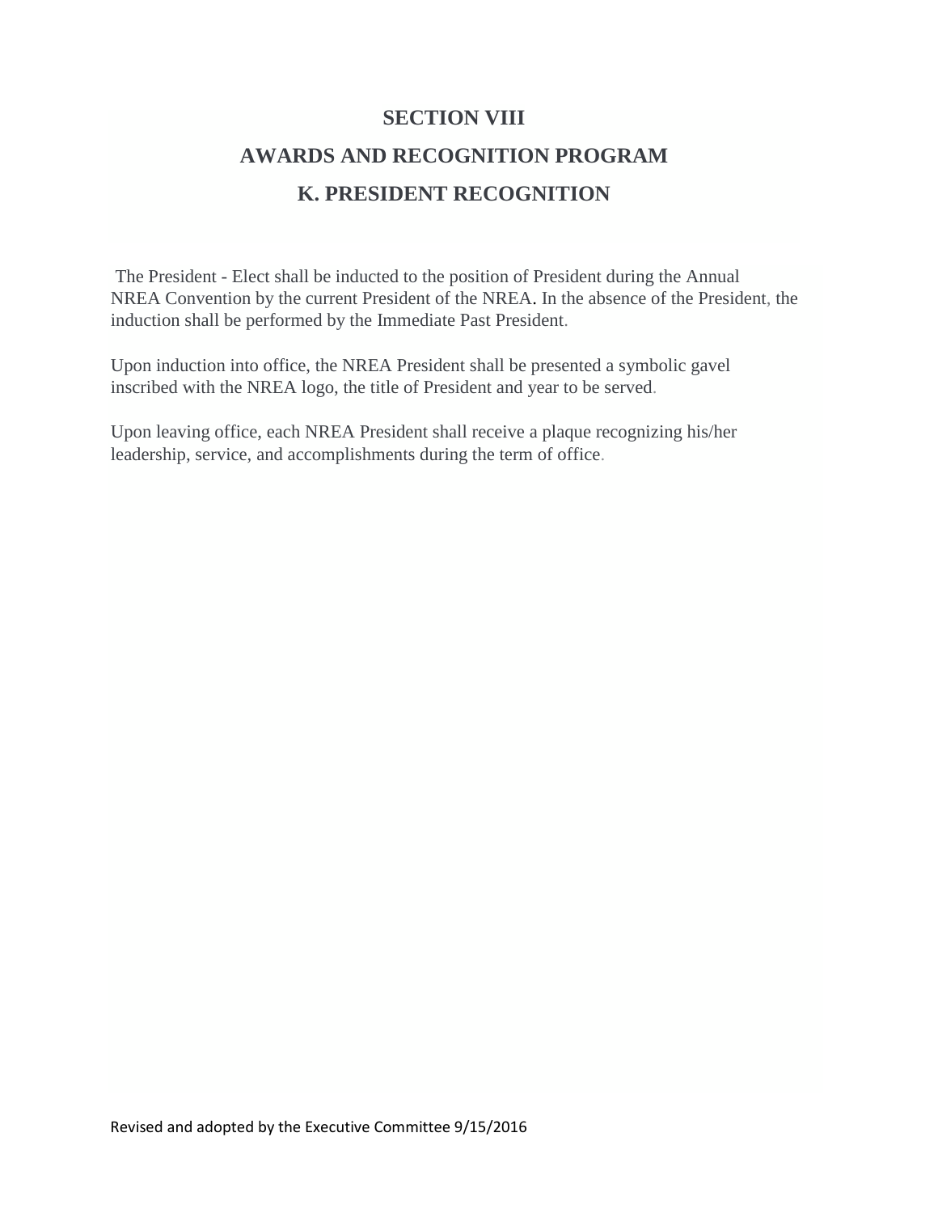# SECTION VIII

## AWARDS AND RECOGNITION PROGRAM

### K. PRESIDENT RECOGNITION

The President - Elect shall be inducted to the position of President during the Annual NREA Convention by the current President of the NREA. In the absence of the President, the induction shall be performed by the Immediate Past President.

Upon induction into office, the NREA President shall be presented a symbolic gavel inscribed with the NREA logo, the title of President and year to be served.

Upon leaving office, each NREA President shall receive a plaque recognizing his/her leadership, service, and accomplishments during the term of office.

Revised and adopted by the Executive Committee 9/15/2016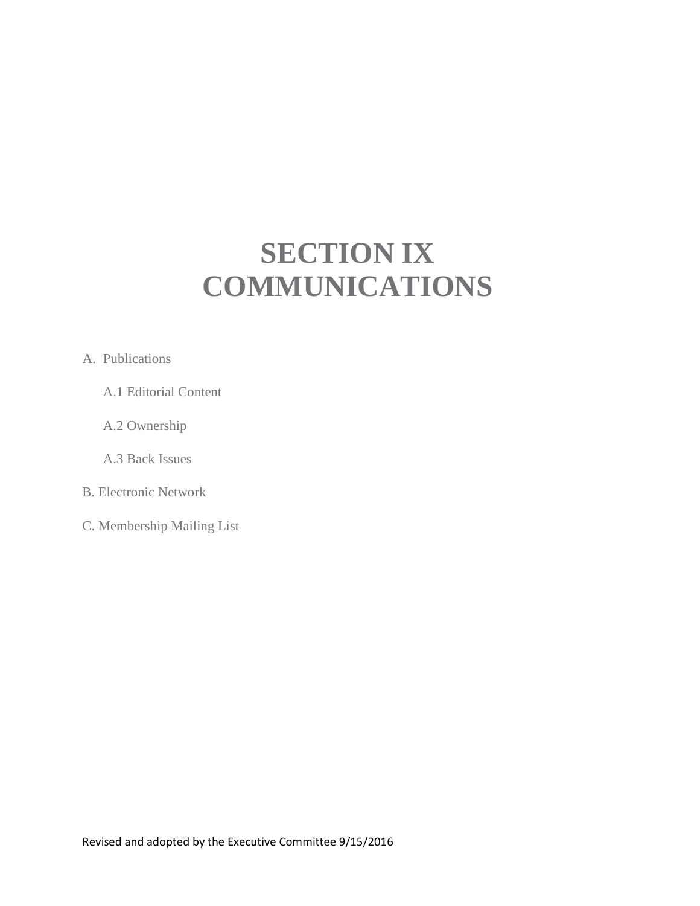# SECTION IX COMMUNICATIONS

A. Publications

  A.1 Editorial Content

  A.2 Ownership

  A.3 Back Issues

B. Electronic Network

C. Membership Mailing List

Revised and adopted by the Executive Committee 9/15/2016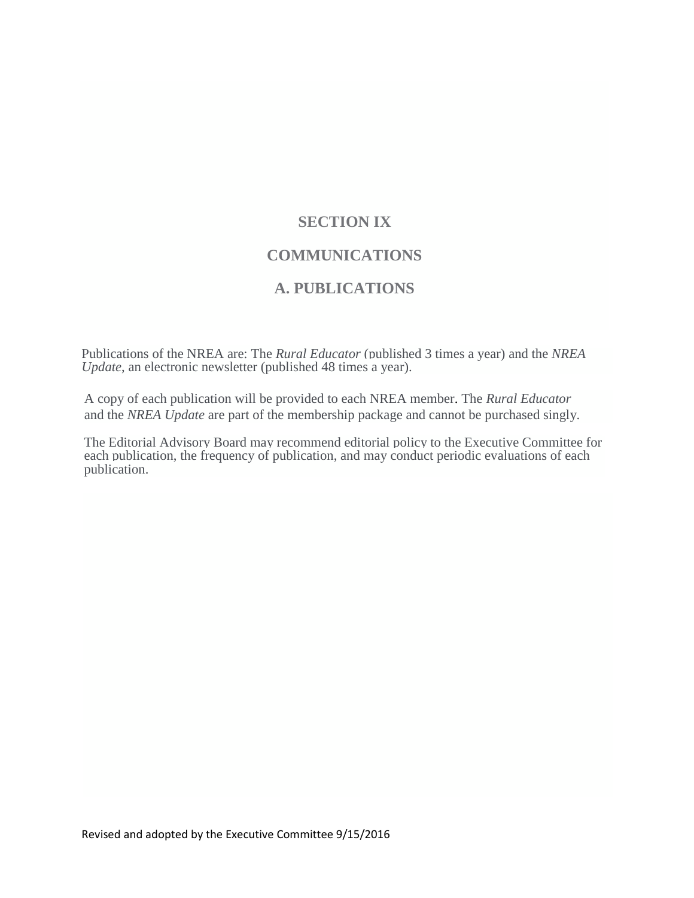# SECTION IX

# COMMUNICATIONS

## A. PUBLICATIONS

Publications of the NREA are: The *Rural Educator* (published 3 times a year) and the *NREA Update*, an electronic newsletter (published 48 times a year).

A copy of each publication will be provided to each NREA member. The *Rural Educator* and the *NREA Update* are part of the membership package and cannot be purchased singly.

The Editorial Advisory Board may recommend editorial policy to the Executive Committee for each publication, the frequency of publication, and may conduct periodic evaluations of each publication.

Revised and adopted by the Executive Committee 9/15/2016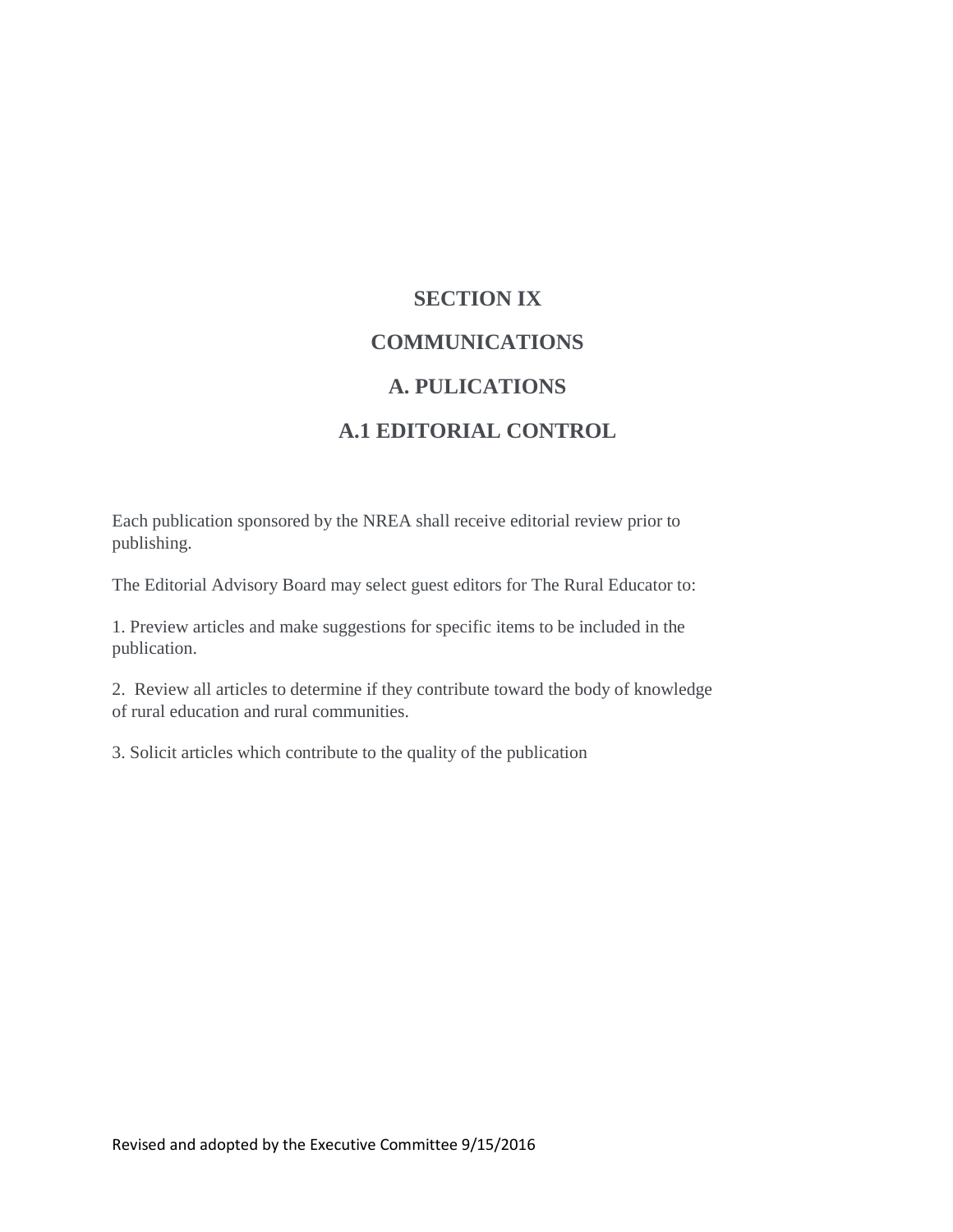# SECTION IX

# COMMUNICATIONS

## A. PULICATIONS

### A.1 EDITORIAL CONTROL

Each publication sponsored by the NREA shall receive editorial review prior to publishing.

The Editorial Advisory Board may select guest editors for The Rural Educator to:

1. Preview articles and make suggestions for specific items to be included in the publication.

2. Review all articles to determine if they contribute toward the body of knowledge of rural education and rural communities.

3. Solicit articles which contribute to the quality of the publication

Revised and adopted by the Executive Committee 9/15/2016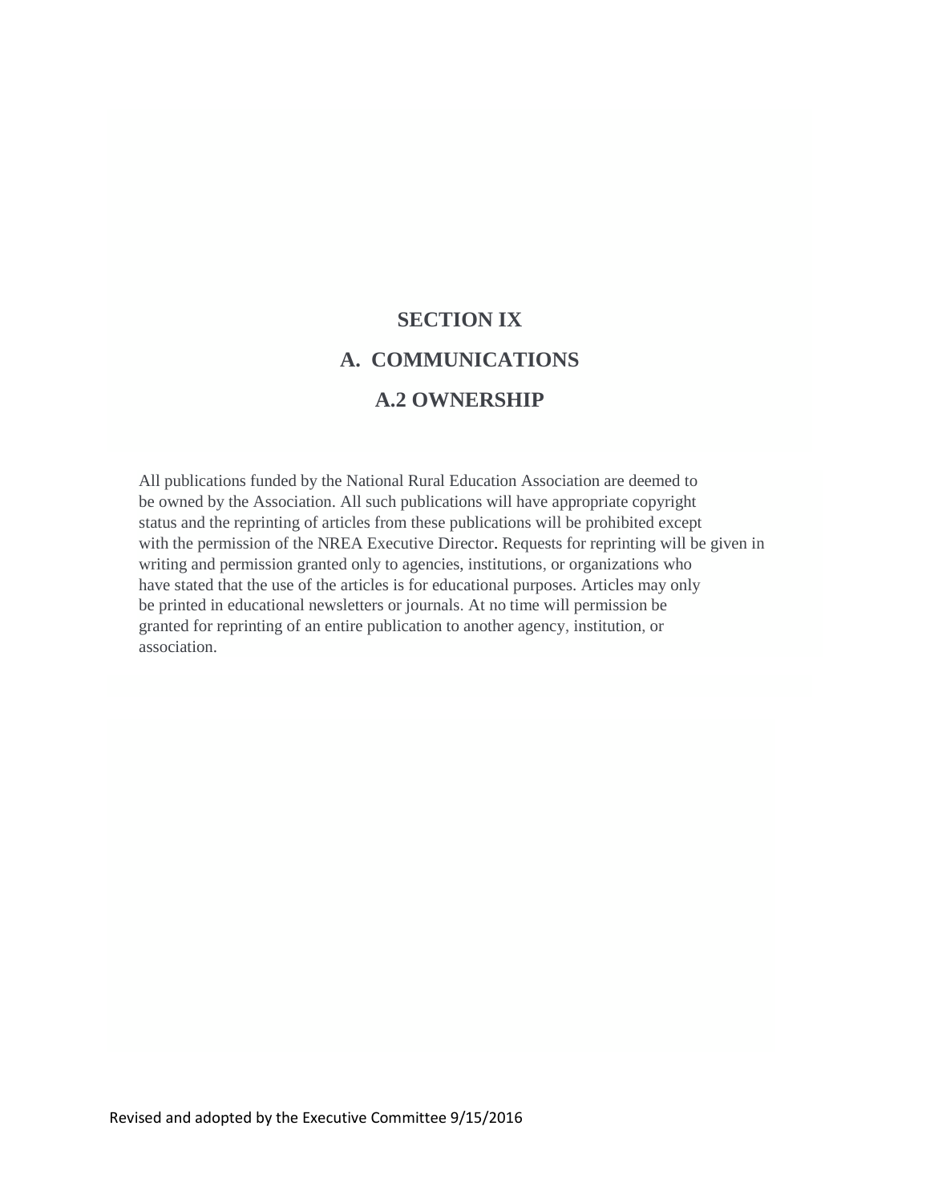# SECTION IX

## A. COMMUNICATIONS

### A.2 OWNERSHIP

All publications funded by the National Rural Education Association are deemed to be owned by the Association. All such publications will have appropriate copyright status and the reprinting of articles from these publications will be prohibited except with the permission of the NREA Executive Director. Requests for reprinting will be given in writing and permission granted only to agencies, institutions, or organizations who have stated that the use of the articles is for educational purposes. Articles may only be printed in educational newsletters or journals. At no time will permission be granted for reprinting of an entire publication to another agency, institution, or association.

Revised and adopted by the Executive Committee 9/15/2016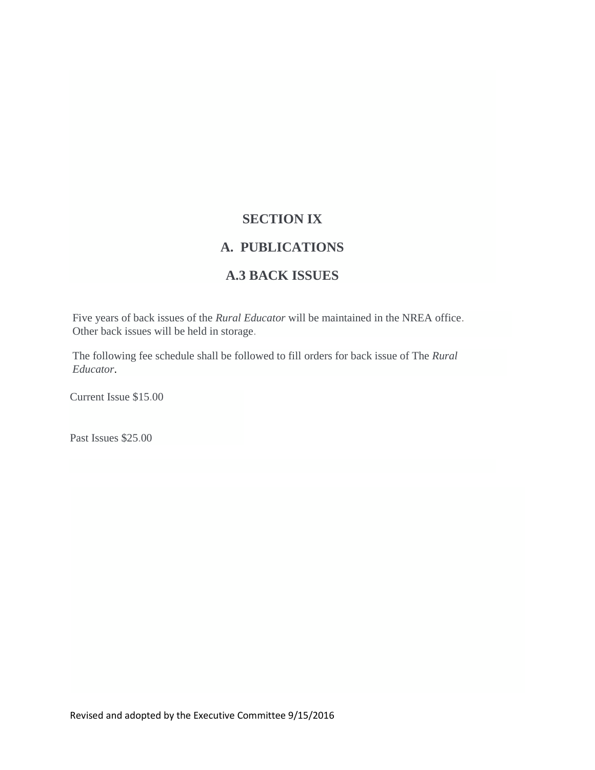# SECTION IX

## A. PUBLICATIONS

### A.3 BACK ISSUES

Five years of back issues of the *Rural Educator* will be maintained in the NREA office. Other back issues will be held in storage.

The following fee schedule shall be followed to fill orders for back issue of The *Rural Educator*.

Current Issue $15.00

Past Issues $25.00

Revised and adopted by the Executive Committee 9/15/2016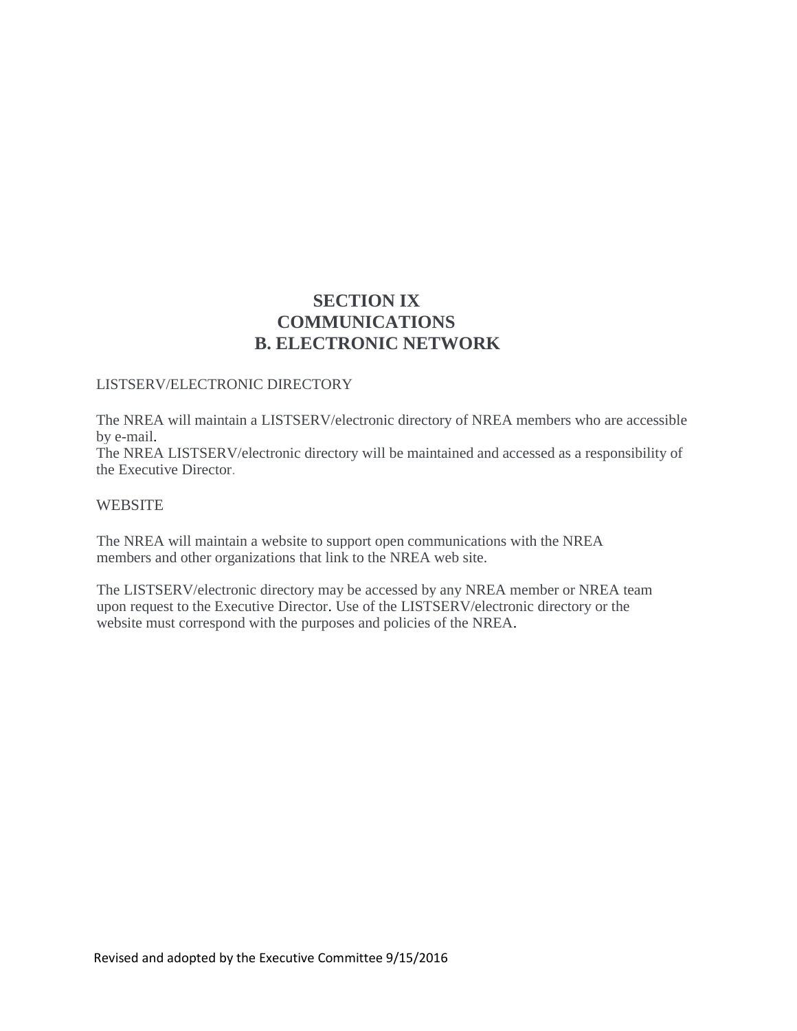# SECTION IX
# COMMUNICATIONS
## B. ELECTRONIC NETWORK

LISTSERV/ELECTRONIC DIRECTORY

The NREA will maintain a LISTSERV/electronic directory of NREA members who are accessible by e-mail.
The NREA LISTSERV/electronic directory will be maintained and accessed as a responsibility of the Executive Director.

WEBSITE

The NREA will maintain a website to support open communications with the NREA members and other organizations that link to the NREA web site.

The LISTSERV/electronic directory may be accessed by any NREA member or NREA team upon request to the Executive Director. Use of the LISTSERV/electronic directory or the website must correspond with the purposes and policies of the NREA.

Revised and adopted by the Executive Committee 9/15/2016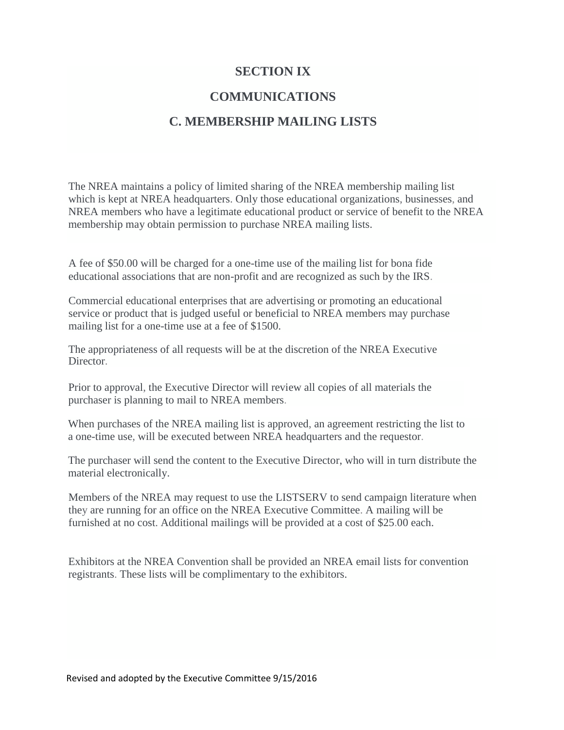# SECTION IX

## COMMUNICATIONS

### C. MEMBERSHIP MAILING LISTS

The NREA maintains a policy of limited sharing of the NREA membership mailing list which is kept at NREA headquarters. Only those educational organizations, businesses, and NREA members who have a legitimate educational product or service of benefit to the NREA membership may obtain permission to purchase NREA mailing lists.

A fee of $50.00 will be charged for a one-time use of the mailing list for bona fide educational associations that are non-profit and are recognized as such by the IRS.

Commercial educational enterprises that are advertising or promoting an educational service or product that is judged useful or beneficial to NREA members may purchase mailing list for a one-time use at a fee of $1500.

The appropriateness of all requests will be at the discretion of the NREA Executive Director.

Prior to approval, the Executive Director will review all copies of all materials the purchaser is planning to mail to NREA members.

When purchases of the NREA mailing list is approved, an agreement restricting the list to a one-time use, will be executed between NREA headquarters and the requestor.

The purchaser will send the content to the Executive Director, who will in turn distribute the material electronically.

Members of the NREA may request to use the LISTSERV to send campaign literature when they are running for an office on the NREA Executive Committee. A mailing will be furnished at no cost. Additional mailings will be provided at a cost of $25.00 each.

Exhibitors at the NREA Convention shall be provided an NREA email lists for convention registrants. These lists will be complimentary to the exhibitors.

Revised and adopted by the Executive Committee 9/15/2016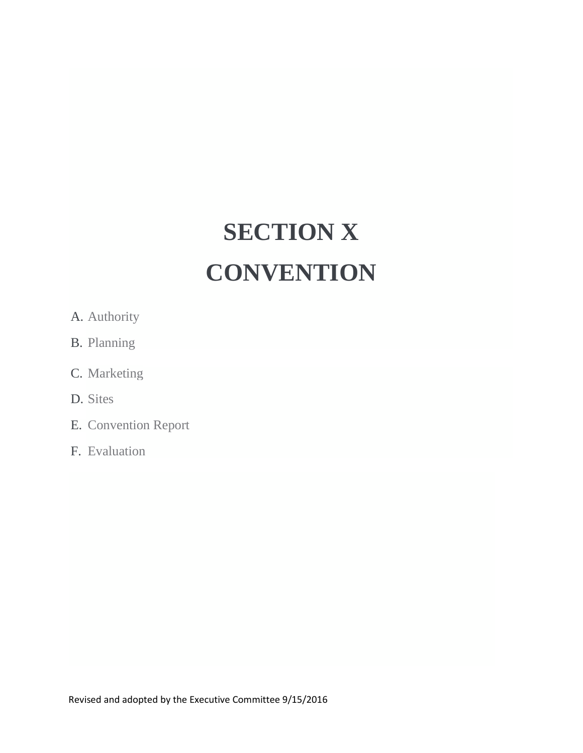# SECTION X
# CONVENTION

A. Authority

B. Planning

C. Marketing

D. Sites

E. Convention Report

F. Evaluation

Revised and adopted by the Executive Committee 9/15/2016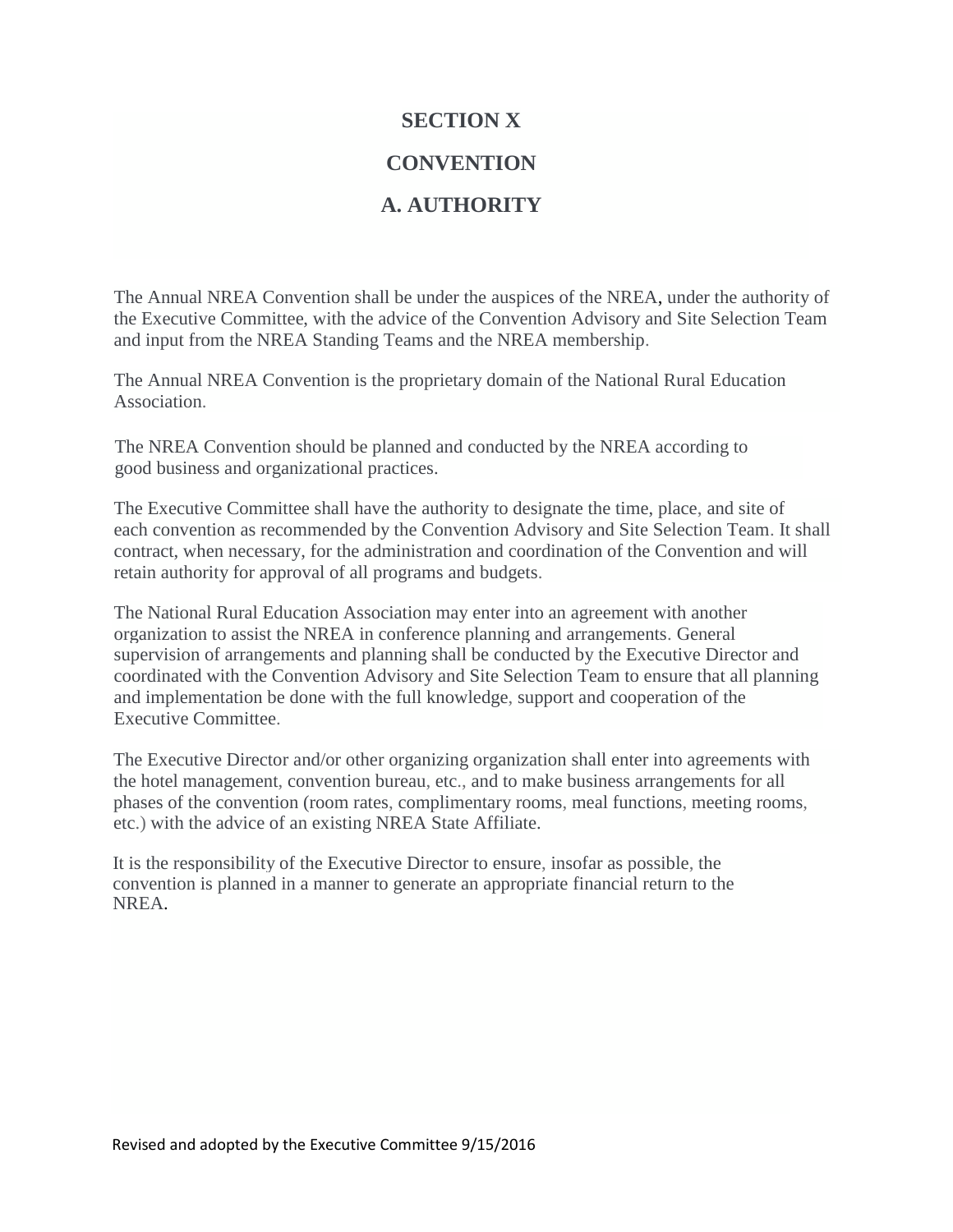# SECTION X

# CONVENTION

## A. AUTHORITY

The Annual NREA Convention shall be under the auspices of the NREA, under the authority of the Executive Committee, with the advice of the Convention Advisory and Site Selection Team and input from the NREA Standing Teams and the NREA membership.

The Annual NREA Convention is the proprietary domain of the National Rural Education Association.

The NREA Convention should be planned and conducted by the NREA according to good business and organizational practices.

The Executive Committee shall have the authority to designate the time, place, and site of each convention as recommended by the Convention Advisory and Site Selection Team. It shall contract, when necessary, for the administration and coordination of the Convention and will retain authority for approval of all programs and budgets.

The National Rural Education Association may enter into an agreement with another organization to assist the NREA in conference planning and arrangements. General supervision of arrangements and planning shall be conducted by the Executive Director and coordinated with the Convention Advisory and Site Selection Team to ensure that all planning and implementation be done with the full knowledge, support and cooperation of the Executive Committee.

The Executive Director and/or other organizing organization shall enter into agreements with the hotel management, convention bureau, etc., and to make business arrangements for all phases of the convention (room rates, complimentary rooms, meal functions, meeting rooms, etc.) with the advice of an existing NREA State Affiliate.

It is the responsibility of the Executive Director to ensure, insofar as possible, the convention is planned in a manner to generate an appropriate financial return to the NREA.

Revised and adopted by the Executive Committee 9/15/2016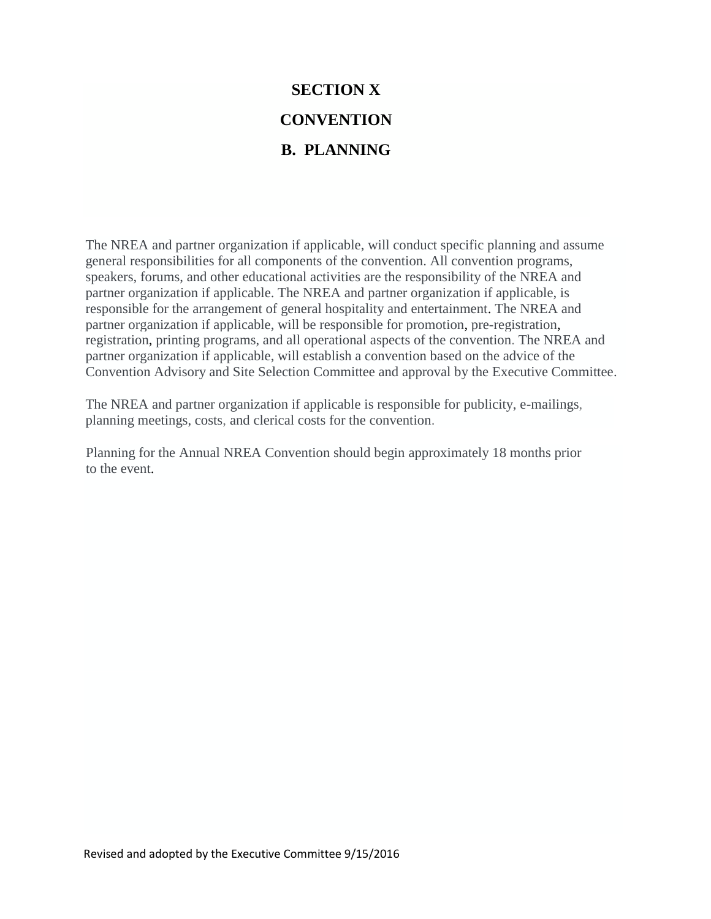# SECTION X

# CONVENTION

## B. PLANNING

The NREA and partner organization if applicable, will conduct specific planning and assume general responsibilities for all components of the convention. All convention programs, speakers, forums, and other educational activities are the responsibility of the NREA and partner organization if applicable. The NREA and partner organization if applicable, is responsible for the arrangement of general hospitality and entertainment. The NREA and partner organization if applicable, will be responsible for promotion, pre-registration, registration, printing programs, and all operational aspects of the convention. The NREA and partner organization if applicable, will establish a convention based on the advice of the Convention Advisory and Site Selection Committee and approval by the Executive Committee.

The NREA and partner organization if applicable is responsible for publicity, e-mailings, planning meetings, costs, and clerical costs for the convention.

Planning for the Annual NREA Convention should begin approximately 18 months prior to the event.

Revised and adopted by the Executive Committee 9/15/2016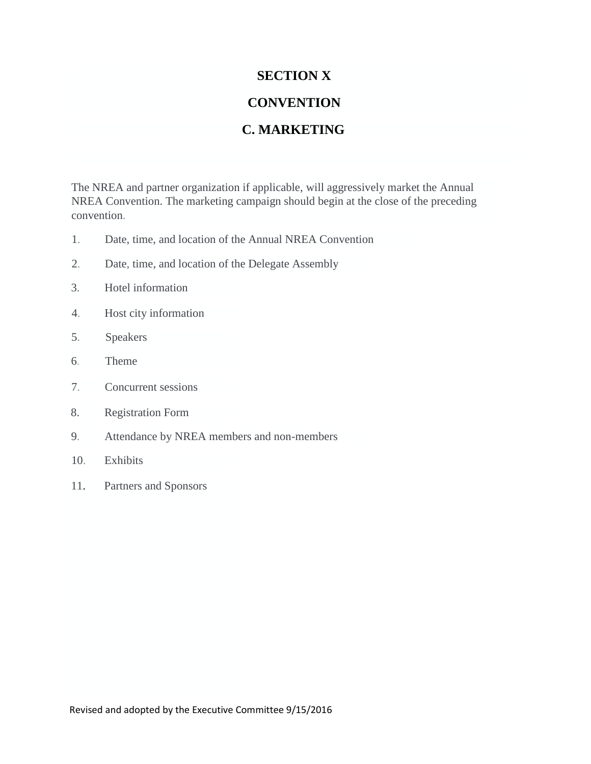# SECTION X

# CONVENTION

## C. MARKETING

The NREA and partner organization if applicable, will aggressively market the Annual NREA Convention. The marketing campaign should begin at the close of the preceding convention.

1. Date, time, and location of the Annual NREA Convention
2. Date, time, and location of the Delegate Assembly
3. Hotel information
4. Host city information
5. Speakers
6. Theme
7. Concurrent sessions
8. Registration Form
9. Attendance by NREA members and non-members
10. Exhibits
11. Partners and Sponsors

Revised and adopted by the Executive Committee 9/15/2016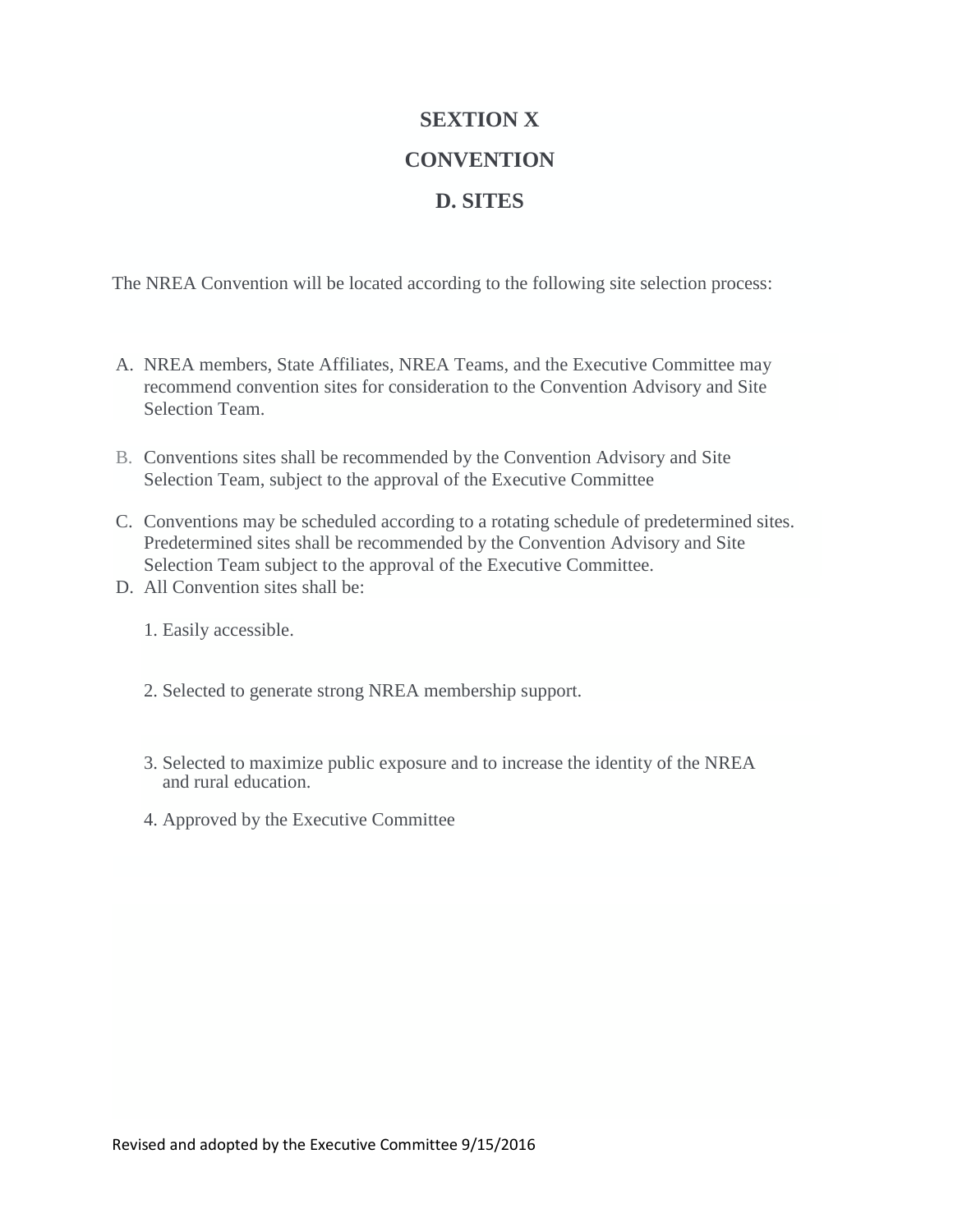# SEXTION X

# CONVENTION

## D. SITES

The NREA Convention will be located according to the following site selection process:

A. NREA members, State Affiliates, NREA Teams, and the Executive Committee may recommend convention sites for consideration to the Convention Advisory and Site Selection Team.

B. Conventions sites shall be recommended by the Convention Advisory and Site Selection Team, subject to the approval of the Executive Committee

C. Conventions may be scheduled according to a rotating schedule of predetermined sites. Predetermined sites shall be recommended by the Convention Advisory and Site Selection Team subject to the approval of the Executive Committee.

D. All Convention sites shall be:

   1. Easily accessible.

   2. Selected to generate strong NREA membership support.

   3. Selected to maximize public exposure and to increase the identity of the NREA and rural education.

   4. Approved by the Executive Committee

Revised and adopted by the Executive Committee 9/15/2016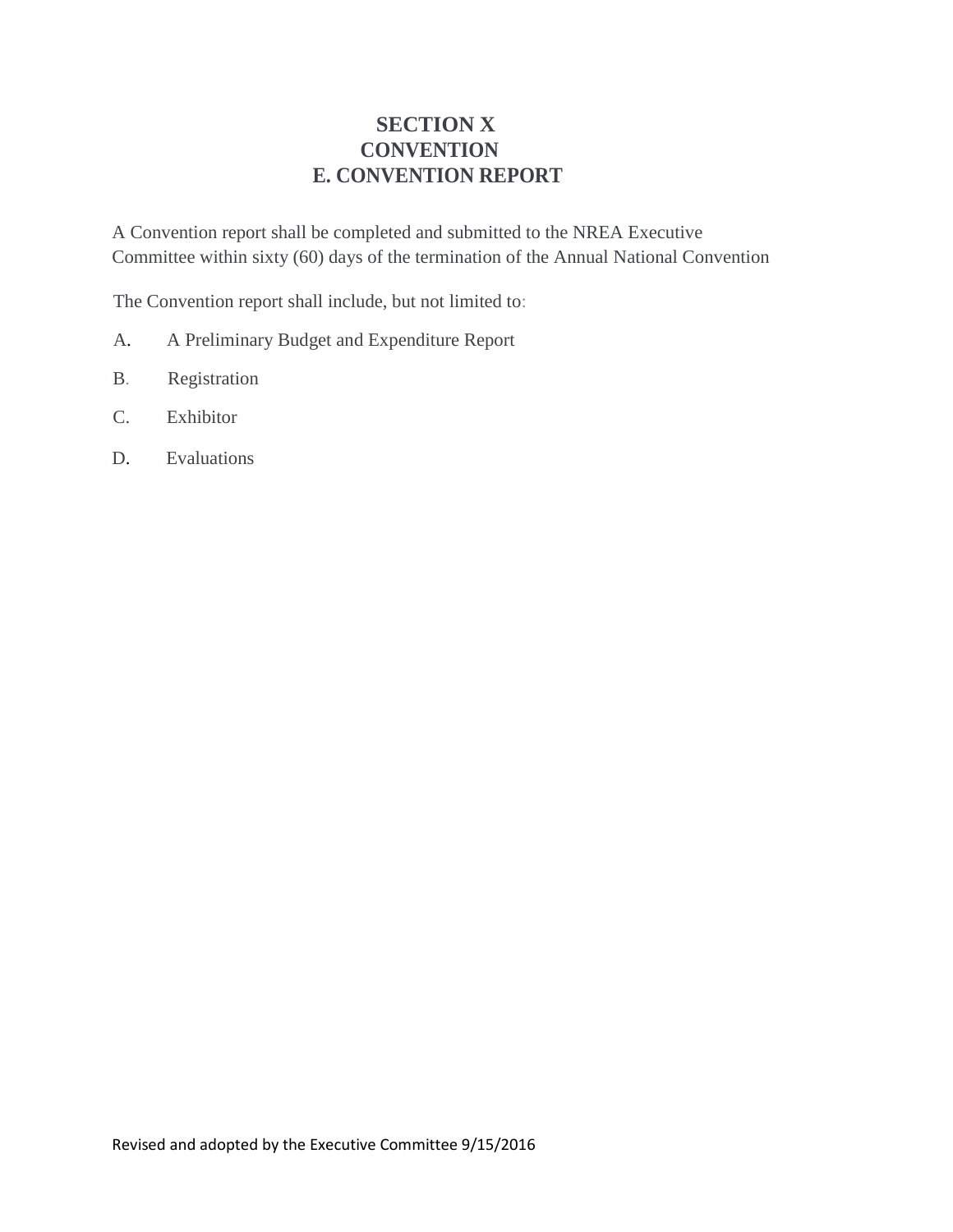# SECTION X
## CONVENTION
### E. CONVENTION REPORT

A Convention report shall be completed and submitted to the NREA Executive Committee within sixty (60) days of the termination of the Annual National Convention

The Convention report shall include, but not limited to:

A. A Preliminary Budget and Expenditure Report

B. Registration

C. Exhibitor

D. Evaluations

Revised and adopted by the Executive Committee 9/15/2016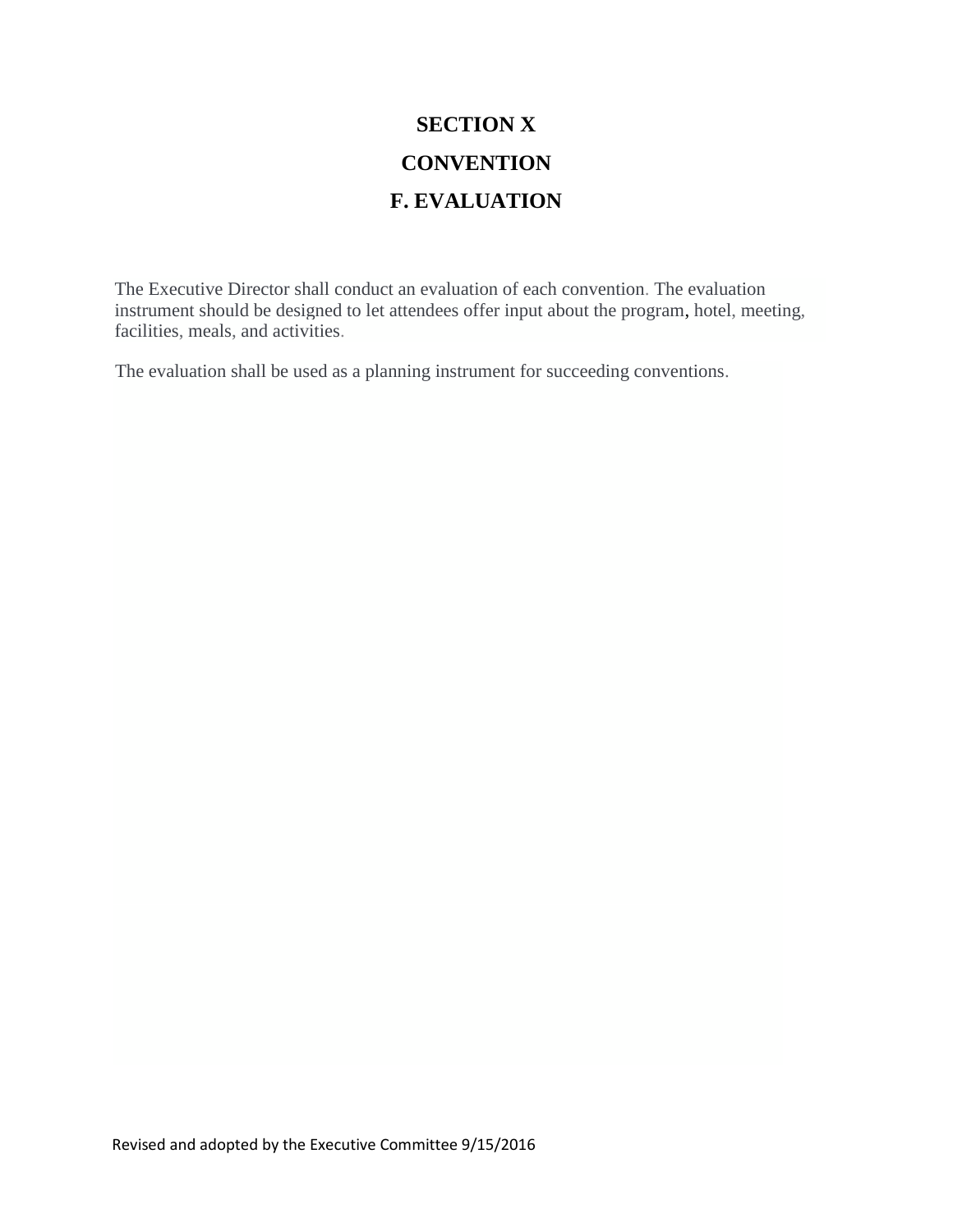# SECTION X

# CONVENTION

## F. EVALUATION

The Executive Director shall conduct an evaluation of each convention. The evaluation instrument should be designed to let attendees offer input about the program, hotel, meeting, facilities, meals, and activities.

The evaluation shall be used as a planning instrument for succeeding conventions.

Revised and adopted by the Executive Committee 9/15/2016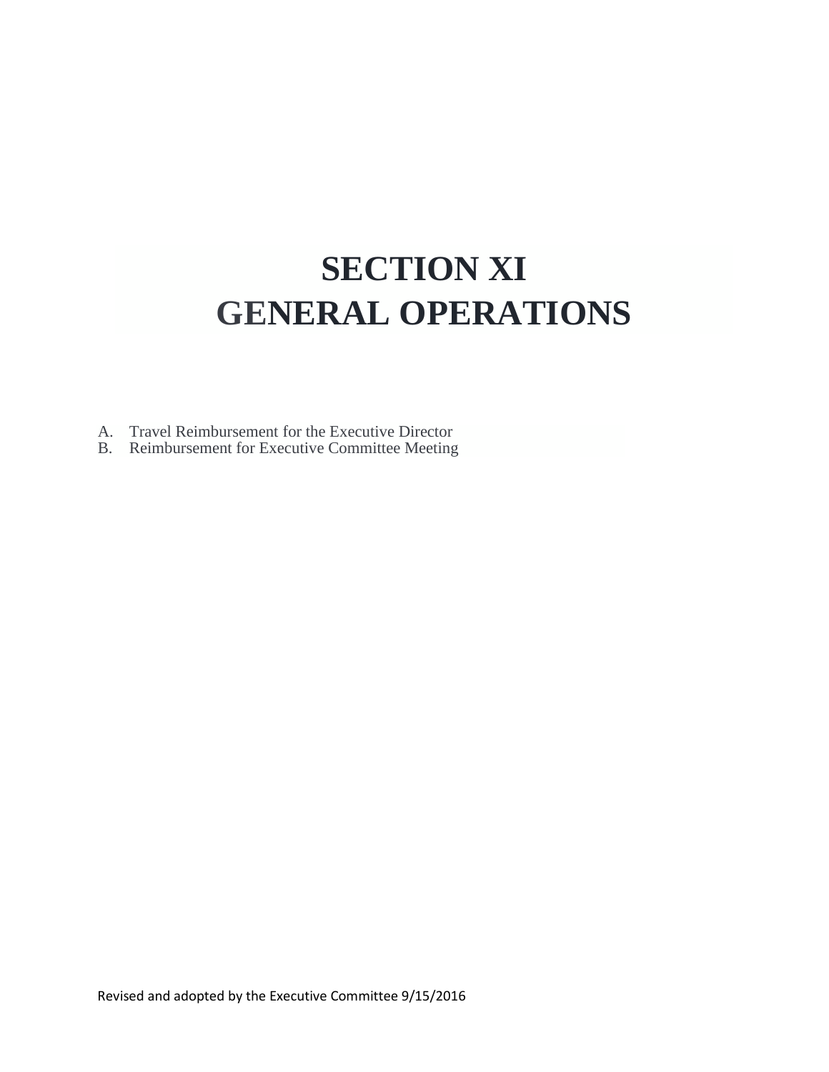# SECTION XI
# GENERAL OPERATIONS

A. Travel Reimbursement for the Executive Director
B. Reimbursement for Executive Committee Meeting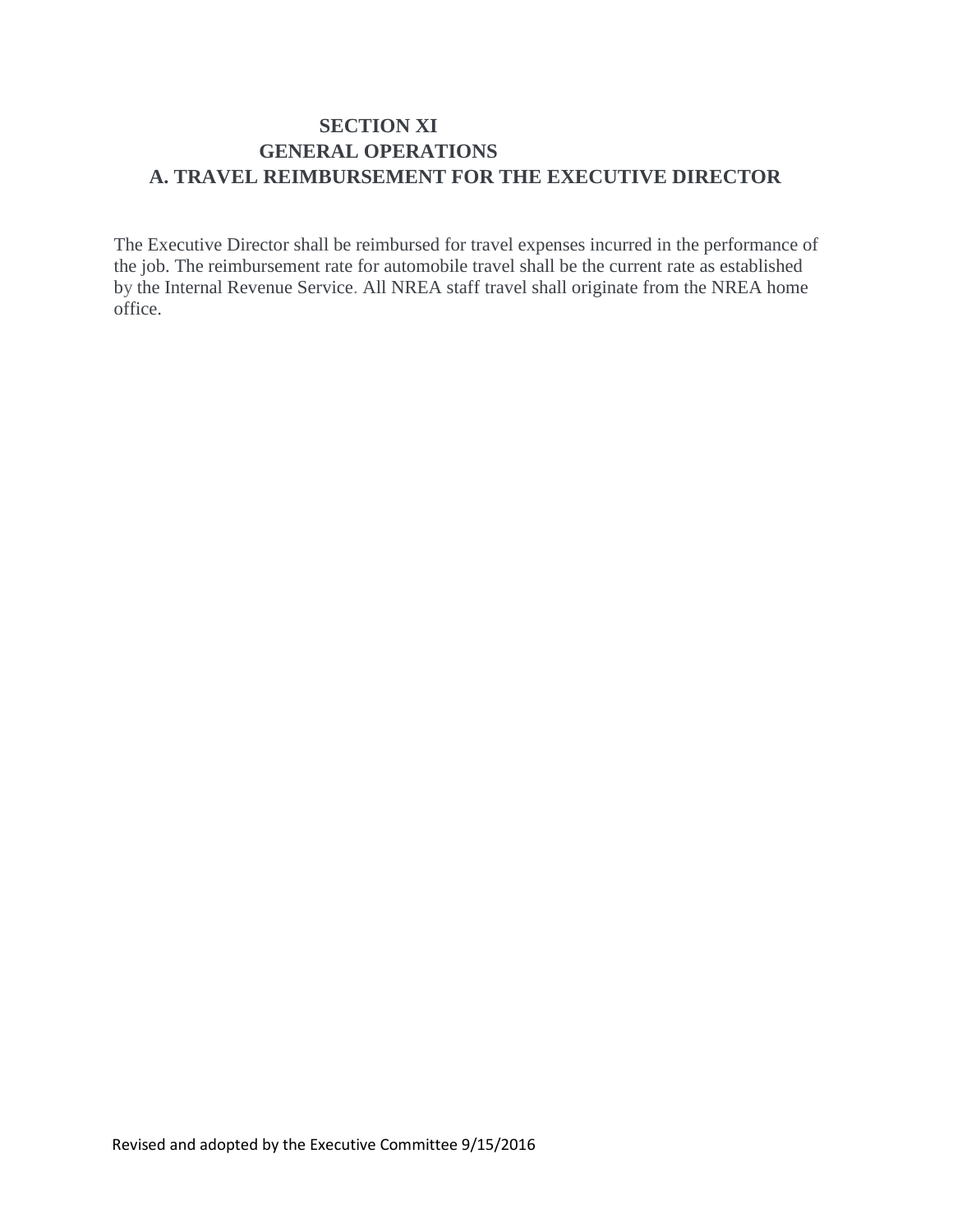# SECTION XI

## GENERAL OPERATIONS

### A. TRAVEL REIMBURSEMENT FOR THE EXECUTIVE DIRECTOR

The Executive Director shall be reimbursed for travel expenses incurred in the performance of the job. The reimbursement rate for automobile travel shall be the current rate as established by the Internal Revenue Service. All NREA staff travel shall originate from the NREA home office.

Revised and adopted by the Executive Committee 9/15/2016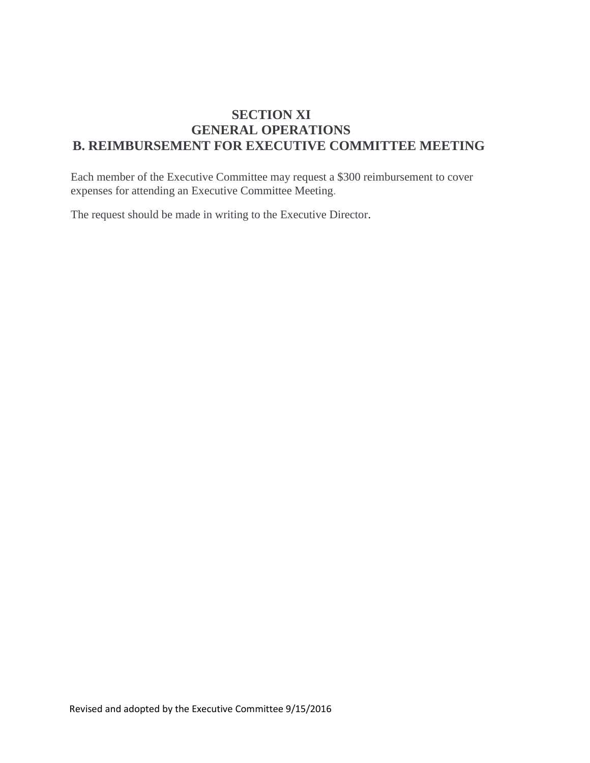# SECTION XI
# GENERAL OPERATIONS
## B. REIMBURSEMENT FOR EXECUTIVE COMMITTEE MEETING

Each member of the Executive Committee may request a $300 reimbursement to cover expenses for attending an Executive Committee Meeting.

The request should be made in writing to the Executive Director.

Revised and adopted by the Executive Committee 9/15/2016